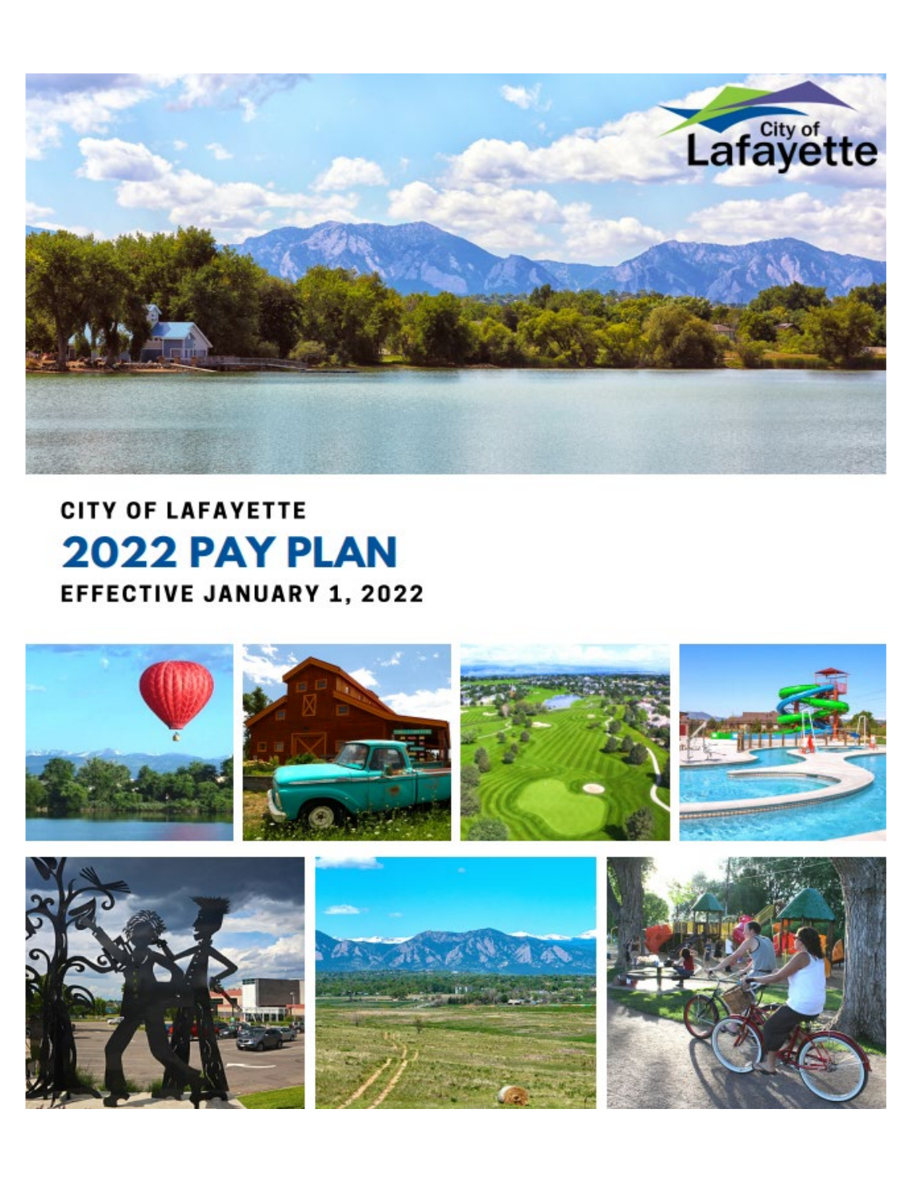City of Lafayette

**CITY OF LAFAYETTE**

# 2022 PAY PLAN

**EFFECTIVE JANUARY 1, 2022**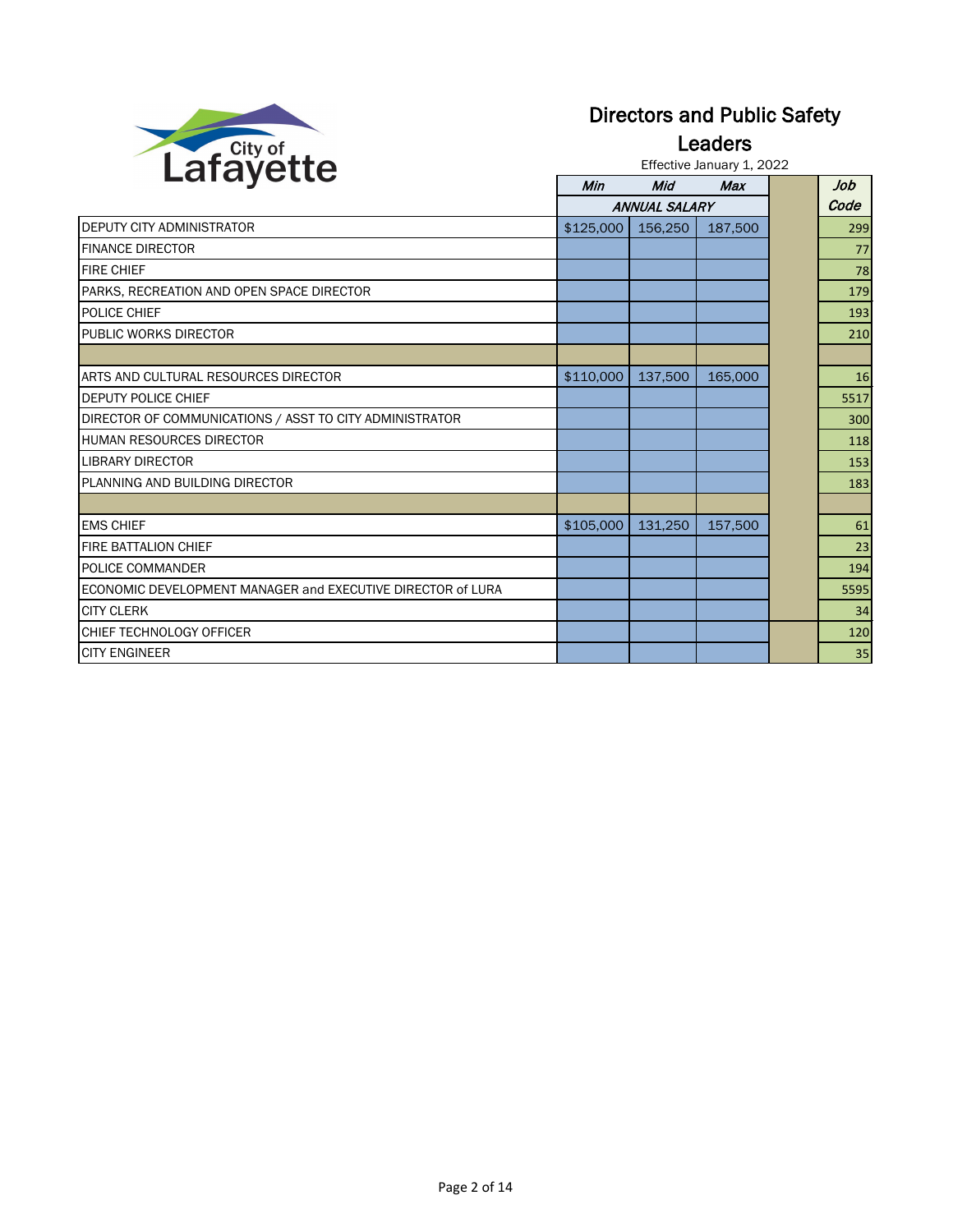City of Lafayette

# Directors and Public Safety Leaders

Effective January 1, 2022

| | Min | Mid | Max | | Job Code |
|---|---|---|---|---|---|
| | ANNUAL SALARY | | | | |
| DEPUTY CITY ADMINISTRATOR | $125,000 | 156,250 | 187,500 | | 299 |
| FINANCE DIRECTOR | | | | | 77 |
| FIRE CHIEF | | | | | 78 |
| PARKS, RECREATION AND OPEN SPACE DIRECTOR | | | | | 179 |
| POLICE CHIEF | | | | | 193 |
| PUBLIC WORKS DIRECTOR | | | | | 210 |
| | | | | | |
| ARTS AND CULTURAL RESOURCES DIRECTOR | $110,000 | 137,500 | 165,000 | | 16 |
| DEPUTY POLICE CHIEF | | | | | 5517 |
| DIRECTOR OF COMMUNICATIONS / ASST TO CITY ADMINISTRATOR | | | | | 300 |
| HUMAN RESOURCES DIRECTOR | | | | | 118 |
| LIBRARY DIRECTOR | | | | | 153 |
| PLANNING AND BUILDING DIRECTOR | | | | | 183 |
| | | | | | |
| EMS CHIEF | $105,000 | 131,250 | 157,500 | | 61 |
| FIRE BATTALION CHIEF | | | | | 23 |
| POLICE COMMANDER | | | | | 194 |
| ECONOMIC DEVELOPMENT MANAGER and EXECUTIVE DIRECTOR of LURA | | | | | 5595 |
| CITY CLERK | | | | | 34 |
| CHIEF TECHNOLOGY OFFICER | | | | | 120 |
| CITY ENGINEER | | | | | 35 |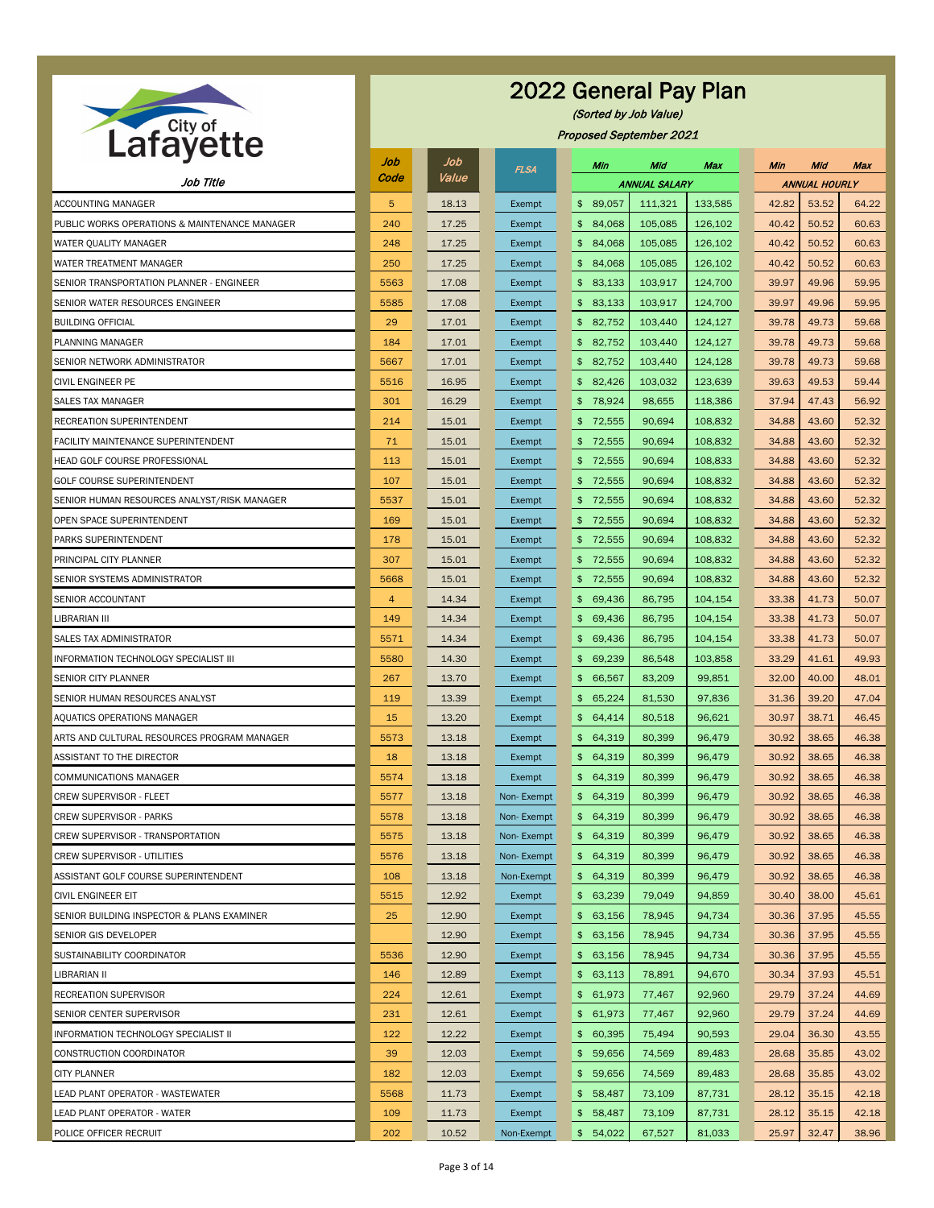City of Lafayette

# 2022 General Pay Plan

*(Sorted by Job Value)*

*Proposed September 2021*

| Job Title | Job Code | Job Value | FLSA | Min | Mid | Max | Min | Mid | Max |
|---|---|---|---|---|---|---|---|---|---|
| | | | | ANNUAL SALARY | | | ANNUAL HOURLY | | |
| ACCOUNTING MANAGER | 5 | 18.13 | Exempt | $ 89,057 | 111,321 | 133,585 | 42.82 | 53.52 | 64.22 |
| PUBLIC WORKS OPERATIONS & MAINTENANCE MANAGER | 240 | 17.25 | Exempt | $ 84,068 | 105,085 | 126,102 | 40.42 | 50.52 | 60.63 |
| WATER QUALITY MANAGER | 248 | 17.25 | Exempt | $ 84,068 | 105,085 | 126,102 | 40.42 | 50.52 | 60.63 |
| WATER TREATMENT MANAGER | 250 | 17.25 | Exempt | $ 84,068 | 105,085 | 126,102 | 40.42 | 50.52 | 60.63 |
| SENIOR TRANSPORTATION PLANNER - ENGINEER | 5563 | 17.08 | Exempt | $ 83,133 | 103,917 | 124,700 | 39.97 | 49.96 | 59.95 |
| SENIOR WATER RESOURCES ENGINEER | 5585 | 17.08 | Exempt | $ 83,133 | 103,917 | 124,700 | 39.97 | 49.96 | 59.95 |
| BUILDING OFFICIAL | 29 | 17.01 | Exempt | $ 82,752 | 103,440 | 124,127 | 39.78 | 49.73 | 59.68 |
| PLANNING MANAGER | 184 | 17.01 | Exempt | $ 82,752 | 103,440 | 124,127 | 39.78 | 49.73 | 59.68 |
| SENIOR NETWORK ADMINISTRATOR | 5667 | 17.01 | Exempt | $ 82,752 | 103,440 | 124,128 | 39.78 | 49.73 | 59.68 |
| CIVIL ENGINEER PE | 5516 | 16.95 | Exempt | $ 82,426 | 103,032 | 123,639 | 39.63 | 49.53 | 59.44 |
| SALES TAX MANAGER | 301 | 16.29 | Exempt | $ 78,924 | 98,655 | 118,386 | 37.94 | 47.43 | 56.92 |
| RECREATION SUPERINTENDENT | 214 | 15.01 | Exempt | $ 72,555 | 90,694 | 108,832 | 34.88 | 43.60 | 52.32 |
| FACILITY MAINTENANCE SUPERINTENDENT | 71 | 15.01 | Exempt | $ 72,555 | 90,694 | 108,832 | 34.88 | 43.60 | 52.32 |
| HEAD GOLF COURSE PROFESSIONAL | 113 | 15.01 | Exempt | $ 72,555 | 90,694 | 108,833 | 34.88 | 43.60 | 52.32 |
| GOLF COURSE SUPERINTENDENT | 107 | 15.01 | Exempt | $ 72,555 | 90,694 | 108,832 | 34.88 | 43.60 | 52.32 |
| SENIOR HUMAN RESOURCES ANALYST/RISK MANAGER | 5537 | 15.01 | Exempt | $ 72,555 | 90,694 | 108,832 | 34.88 | 43.60 | 52.32 |
| OPEN SPACE SUPERINTENDENT | 169 | 15.01 | Exempt | $ 72,555 | 90,694 | 108,832 | 34.88 | 43.60 | 52.32 |
| PARKS SUPERINTENDENT | 178 | 15.01 | Exempt | $ 72,555 | 90,694 | 108,832 | 34.88 | 43.60 | 52.32 |
| PRINCIPAL CITY PLANNER | 307 | 15.01 | Exempt | $ 72,555 | 90,694 | 108,832 | 34.88 | 43.60 | 52.32 |
| SENIOR SYSTEMS ADMINISTRATOR | 5668 | 15.01 | Exempt | $ 72,555 | 90,694 | 108,832 | 34.88 | 43.60 | 52.32 |
| SENIOR ACCOUNTANT | 4 | 14.34 | Exempt | $ 69,436 | 86,795 | 104,154 | 33.38 | 41.73 | 50.07 |
| LIBRARIAN III | 149 | 14.34 | Exempt | $ 69,436 | 86,795 | 104,154 | 33.38 | 41.73 | 50.07 |
| SALES TAX ADMINISTRATOR | 5571 | 14.34 | Exempt | $ 69,436 | 86,795 | 104,154 | 33.38 | 41.73 | 50.07 |
| INFORMATION TECHNOLOGY SPECIALIST III | 5580 | 14.30 | Exempt | $ 69,239 | 86,548 | 103,858 | 33.29 | 41.61 | 49.93 |
| SENIOR CITY PLANNER | 267 | 13.70 | Exempt | $ 66,567 | 83,209 | 99,851 | 32.00 | 40.00 | 48.01 |
| SENIOR HUMAN RESOURCES ANALYST | 119 | 13.39 | Exempt | $ 65,224 | 81,530 | 97,836 | 31.36 | 39.20 | 47.04 |
| AQUATICS OPERATIONS MANAGER | 15 | 13.20 | Exempt | $ 64,414 | 80,518 | 96,621 | 30.97 | 38.71 | 46.45 |
| ARTS AND CULTURAL RESOURCES PROGRAM MANAGER | 5573 | 13.18 | Exempt | $ 64,319 | 80,399 | 96,479 | 30.92 | 38.65 | 46.38 |
| ASSISTANT TO THE DIRECTOR | 18 | 13.18 | Exempt | $ 64,319 | 80,399 | 96,479 | 30.92 | 38.65 | 46.38 |
| COMMUNICATIONS MANAGER | 5574 | 13.18 | Exempt | $ 64,319 | 80,399 | 96,479 | 30.92 | 38.65 | 46.38 |
| CREW SUPERVISOR - FLEET | 5577 | 13.18 | Non- Exempt | $ 64,319 | 80,399 | 96,479 | 30.92 | 38.65 | 46.38 |
| CREW SUPERVISOR - PARKS | 5578 | 13.18 | Non- Exempt | $ 64,319 | 80,399 | 96,479 | 30.92 | 38.65 | 46.38 |
| CREW SUPERVISOR - TRANSPORTATION | 5575 | 13.18 | Non- Exempt | $ 64,319 | 80,399 | 96,479 | 30.92 | 38.65 | 46.38 |
| CREW SUPERVISOR - UTILITIES | 5576 | 13.18 | Non- Exempt | $ 64,319 | 80,399 | 96,479 | 30.92 | 38.65 | 46.38 |
| ASSISTANT GOLF COURSE SUPERINTENDENT | 108 | 13.18 | Non-Exempt | $ 64,319 | 80,399 | 96,479 | 30.92 | 38.65 | 46.38 |
| CIVIL ENGINEER EIT | 5515 | 12.92 | Exempt | $ 63,239 | 79,049 | 94,859 | 30.40 | 38.00 | 45.61 |
| SENIOR BUILDING INSPECTOR & PLANS EXAMINER | 25 | 12.90 | Exempt | $ 63,156 | 78,945 | 94,734 | 30.36 | 37.95 | 45.55 |
| SENIOR GIS DEVELOPER | | 12.90 | Exempt | $ 63,156 | 78,945 | 94,734 | 30.36 | 37.95 | 45.55 |
| SUSTAINABILITY COORDINATOR | 5536 | 12.90 | Exempt | $ 63,156 | 78,945 | 94,734 | 30.36 | 37.95 | 45.55 |
| LIBRARIAN II | 146 | 12.89 | Exempt | $ 63,113 | 78,891 | 94,670 | 30.34 | 37.93 | 45.51 |
| RECREATION SUPERVISOR | 224 | 12.61 | Exempt | $ 61,973 | 77,467 | 92,960 | 29.79 | 37.24 | 44.69 |
| SENIOR CENTER SUPERVISOR | 231 | 12.61 | Exempt | $ 61,973 | 77,467 | 92,960 | 29.79 | 37.24 | 44.69 |
| INFORMATION TECHNOLOGY SPECIALIST II | 122 | 12.22 | Exempt | $ 60,395 | 75,494 | 90,593 | 29.04 | 36.30 | 43.55 |
| CONSTRUCTION COORDINATOR | 39 | 12.03 | Exempt | $ 59,656 | 74,569 | 89,483 | 28.68 | 35.85 | 43.02 |
| CITY PLANNER | 182 | 12.03 | Exempt | $ 59,656 | 74,569 | 89,483 | 28.68 | 35.85 | 43.02 |
| LEAD PLANT OPERATOR - WASTEWATER | 5568 | 11.73 | Exempt | $ 58,487 | 73,109 | 87,731 | 28.12 | 35.15 | 42.18 |
| LEAD PLANT OPERATOR - WATER | 109 | 11.73 | Exempt | $ 58,487 | 73,109 | 87,731 | 28.12 | 35.15 | 42.18 |
| POLICE OFFICER RECRUIT | 202 | 10.52 | Non-Exempt | $ 54,022 | 67,527 | 81,033 | 25.97 | 32.47 | 38.96 |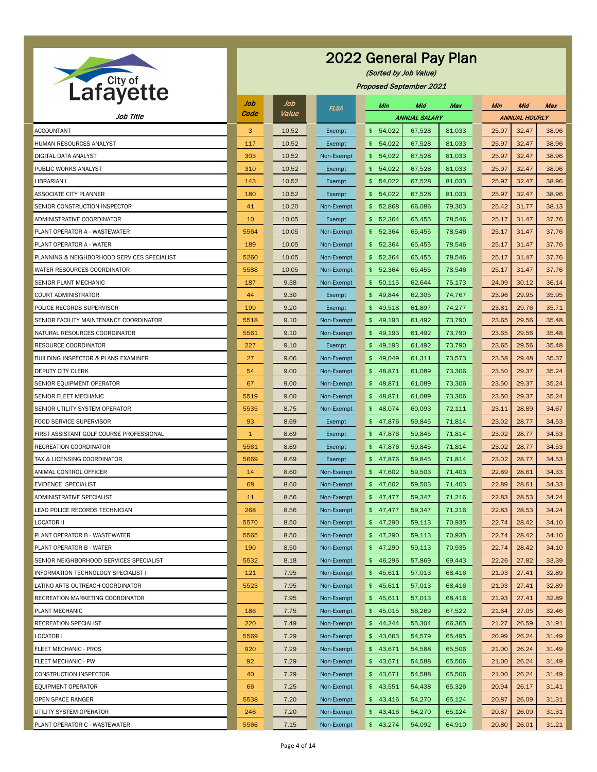# 2022 General Pay Plan

*(Sorted by Job Value)*

*Proposed September 2021*

| Job Title | Job Code | Job Value | FLSA | Min | Mid | Max | Min | Mid | Max |
|---|---|---|---|---|---|---|---|---|---|
| | | | | ANNUAL SALARY | | | ANNUAL HOURLY | | |
| ACCOUNTANT | 3 | 10.52 | Exempt | $ 54,022 | 67,528 | 81,033 | 25.97 | 32.47 | 38.96 |
| HUMAN RESOURCES ANALYST | 117 | 10.52 | Exempt | $ 54,022 | 67,528 | 81,033 | 25.97 | 32.47 | 38.96 |
| DIGITAL DATA ANALYST | 303 | 10.52 | Non-Exempt | $ 54,022 | 67,528 | 81,033 | 25.97 | 32.47 | 38.96 |
| PUBLIC WORKS ANALYST | 310 | 10.52 | Exempt | $ 54,022 | 67,528 | 81,033 | 25.97 | 32.47 | 38.96 |
| LIBRARIAN I | 143 | 10.52 | Exempt | $ 54,022 | 67,528 | 81,033 | 25.97 | 32.47 | 38.96 |
| ASSOCIATE CITY PLANNER | 180 | 10.52 | Exempt | $ 54,022 | 67,528 | 81,033 | 25.97 | 32.47 | 38.96 |
| SENIOR CONSTRUCTION INSPECTOR | 41 | 10.20 | Non-Exempt | $ 52,868 | 66,086 | 79,303 | 25.42 | 31.77 | 38.13 |
| ADMINISTRATIVE COORDINATOR | 10 | 10.05 | Exempt | $ 52,364 | 65,455 | 78,546 | 25.17 | 31.47 | 37.76 |
| PLANT OPERATOR A - WASTEWATER | 5564 | 10.05 | Non-Exempt | $ 52,364 | 65,455 | 78,546 | 25.17 | 31.47 | 37.76 |
| PLANT OPERATOR A - WATER | 189 | 10.05 | Non-Exempt | $ 52,364 | 65,455 | 78,546 | 25.17 | 31.47 | 37.76 |
| PLANNING & NEIGHBORHOOD SERVICES SPECIALIST | 5260 | 10.05 | Non-Exempt | $ 52,364 | 65,455 | 78,546 | 25.17 | 31.47 | 37.76 |
| WATER RESOURCES COORDINATOR | 5588 | 10.05 | Non-Exempt | $ 52,364 | 65,455 | 78,546 | 25.17 | 31.47 | 37.76 |
| SENIOR PLANT MECHANIC | 187 | 9.38 | Non-Exempt | $ 50,115 | 62,644 | 75,173 | 24.09 | 30.12 | 36.14 |
| COURT ADMINISTRATOR | 44 | 9.30 | Exempt | $ 49,844 | 62,305 | 74,767 | 23.96 | 29.95 | 35.95 |
| POLICE RECORDS SUPERVISOR | 199 | 9.20 | Exempt | $ 49,518 | 61,897 | 74,277 | 23.81 | 29.76 | 35.71 |
| SENIOR FACILITY MAINTENANCE COORDINATOR | 5518 | 9.10 | Non-Exempt | $ 49,193 | 61,492 | 73,790 | 23.65 | 29.56 | 35.48 |
| NATURAL RESOURCES COORDINATOR | 5561 | 9.10 | Non-Exempt | $ 49,193 | 61,492 | 73,790 | 23.65 | 29.56 | 35.48 |
| RESOURCE COORDINATOR | 227 | 9.10 | Exempt | $ 49,193 | 61,492 | 73,790 | 23.65 | 29.56 | 35.48 |
| BUILDING INSPECTOR & PLANS EXAMINER | 27 | 9.06 | Non-Exempt | $ 49,049 | 61,311 | 73,573 | 23.58 | 29.48 | 35.37 |
| DEPUTY CITY CLERK | 54 | 9.00 | Non-Exempt | $ 48,871 | 61,089 | 73,306 | 23.50 | 29.37 | 35.24 |
| SENIOR EQUIPMENT OPERATOR | 67 | 9.00 | Non-Exempt | $ 48,871 | 61,089 | 73,306 | 23.50 | 29.37 | 35.24 |
| SENIOR FLEET MECHANIC | 5519 | 9.00 | Non-Exempt | $ 48,871 | 61,089 | 73,306 | 23.50 | 29.37 | 35.24 |
| SENIOR UTILITY SYSTEM OPERATOR | 5535 | 8.75 | Non-Exempt | $ 48,074 | 60,093 | 72,111 | 23.11 | 28.89 | 34.67 |
| FOOD SERVICE SUPERVISOR | 93 | 8.69 | Exempt | $ 47,876 | 59,845 | 71,814 | 23.02 | 28.77 | 34.53 |
| FIRST ASSISTANT GOLF COURSE PROFESSIONAL | 1 | 8.69 | Exempt | $ 47,876 | 59,845 | 71,814 | 23.02 | 28.77 | 34.53 |
| RECREATION COORDINATOR | 5561 | 8.69 | Exempt | $ 47,876 | 59,845 | 71,814 | 23.02 | 28.77 | 34.53 |
| TAX & LICENSING COORDINATOR | 5669 | 8.69 | Exempt | $ 47,876 | 59,845 | 71,814 | 23.02 | 28.77 | 34.53 |
| ANIMAL CONTROL OFFICER | 14 | 8.60 | Non-Exempt | $ 47,602 | 59,503 | 71,403 | 22.89 | 28.61 | 34.33 |
| EVIDENCE SPECIALIST | 68 | 8.60 | Non-Exempt | $ 47,602 | 59,503 | 71,403 | 22.89 | 28.61 | 34.33 |
| ADMINISTRATIVE SPECIALIST | 11 | 8.56 | Non-Exempt | $ 47,477 | 59,347 | 71,216 | 22.83 | 28.53 | 34.24 |
| LEAD POLICE RECORDS TECHNICIAN | 268 | 8.56 | Non-Exempt | $ 47,477 | 59,347 | 71,216 | 22.83 | 28.53 | 34.24 |
| LOCATOR II | 5570 | 8.50 | Non-Exempt | $ 47,290 | 59,113 | 70,935 | 22.74 | 28.42 | 34.10 |
| PLANT OPERATOR B - WASTEWATER | 5565 | 8.50 | Non-Exempt | $ 47,290 | 59,113 | 70,935 | 22.74 | 28.42 | 34.10 |
| PLANT OPERATOR B - WATER | 190 | 8.50 | Non-Exempt | $ 47,290 | 59,113 | 70,935 | 22.74 | 28.42 | 34.10 |
| SENIOR NEIGHBORHOOD SERVICES SPECIALIST | 5532 | 8.18 | Non-Exempt | $ 46,296 | 57,869 | 69,443 | 22.26 | 27.82 | 33.39 |
| INFORMATION TECHNOLOGY SPECIALIST I | 121 | 7.95 | Non-Exempt | $ 45,611 | 57,013 | 68,416 | 21.93 | 27.41 | 32.89 |
| LATINO ARTS OUTREACH COORDINATOR | 5523 | 7.95 | Non-Exempt | $ 45,611 | 57,013 | 68,416 | 21.93 | 27.41 | 32.89 |
| RECREATION MARKETING COORDINATOR | | 7.95 | Non-Exempt | $ 45,611 | 57,013 | 68,416 | 21.93 | 27.41 | 32.89 |
| PLANT MECHANIC | 186 | 7.75 | Non-Exempt | $ 45,015 | 56,269 | 67,522 | 21.64 | 27.05 | 32.46 |
| RECREATION SPECIALIST | 220 | 7.49 | Non-Exempt | $ 44,244 | 55,304 | 66,365 | 21.27 | 26.59 | 31.91 |
| LOCATOR I | 5569 | 7.29 | Non-Exempt | $ 43,663 | 54,579 | 65,495 | 20.99 | 26.24 | 31.49 |
| FLEET MECHANIC - PROS | 920 | 7.29 | Non-Exempt | $ 43,671 | 54,588 | 65,506 | 21.00 | 26.24 | 31.49 |
| FLEET MECHANIC - PW | 92 | 7.29 | Non-Exempt | $ 43,671 | 54,588 | 65,506 | 21.00 | 26.24 | 31.49 |
| CONSTRUCTION INSPECTOR | 40 | 7.29 | Non-Exempt | $ 43,671 | 54,588 | 65,506 | 21.00 | 26.24 | 31.49 |
| EQUIPMENT OPERATOR | 66 | 7.25 | Non-Exempt | $ 43,551 | 54,438 | 65,326 | 20.94 | 26.17 | 31.41 |
| OPEN SPACE RANGER | 5538 | 7.20 | Non-Exempt | $ 43,416 | 54,270 | 65,124 | 20.87 | 26.09 | 31.31 |
| UTILITY SYSTEM OPERATOR | 246 | 7.20 | Non-Exempt | $ 43,416 | 54,270 | 65,124 | 20.87 | 26.09 | 31.31 |
| PLANT OPERATOR C - WASTEWATER | 5566 | 7.15 | Non-Exempt | $ 43,274 | 54,092 | 64,910 | 20.80 | 26.01 | 31.21 |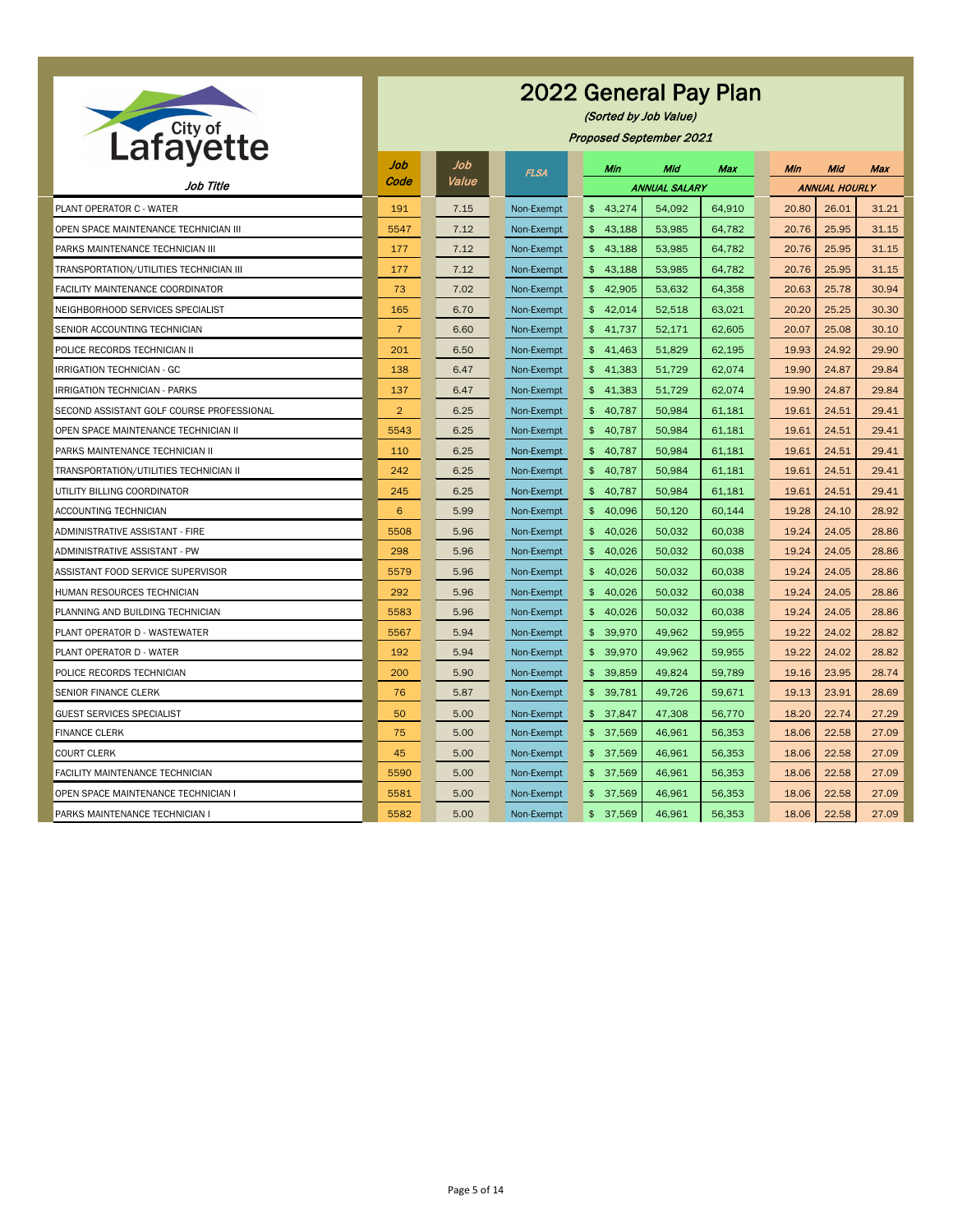# 2022 General Pay Plan

*(Sorted by Job Value)*

*Proposed September 2021*

City of Lafayette

| Job Title | Job Code | Job Value | FLSA | Min | Mid | Max | Min | Mid | Max |
|---|---|---|---|---|---|---|---|---|---|
| | | | | ANNUAL SALARY | | | ANNUAL HOURLY | | |
| PLANT OPERATOR C - WATER | 191 | 7.15 | Non-Exempt | $ 43,274 | 54,092 | 64,910 | 20.80 | 26.01 | 31.21 |
| OPEN SPACE MAINTENANCE TECHNICIAN III | 5547 | 7.12 | Non-Exempt | $ 43,188 | 53,985 | 64,782 | 20.76 | 25.95 | 31.15 |
| PARKS MAINTENANCE TECHNICIAN III | 177 | 7.12 | Non-Exempt | $ 43,188 | 53,985 | 64,782 | 20.76 | 25.95 | 31.15 |
| TRANSPORTATION/UTILITIES TECHNICIAN III | 177 | 7.12 | Non-Exempt | $ 43,188 | 53,985 | 64,782 | 20.76 | 25.95 | 31.15 |
| FACILITY MAINTENANCE COORDINATOR | 73 | 7.02 | Non-Exempt | $ 42,905 | 53,632 | 64,358 | 20.63 | 25.78 | 30.94 |
| NEIGHBORHOOD SERVICES SPECIALIST | 165 | 6.70 | Non-Exempt | $ 42,014 | 52,518 | 63,021 | 20.20 | 25.25 | 30.30 |
| SENIOR ACCOUNTING TECHNICIAN | 7 | 6.60 | Non-Exempt | $ 41,737 | 52,171 | 62,605 | 20.07 | 25.08 | 30.10 |
| POLICE RECORDS TECHNICIAN II | 201 | 6.50 | Non-Exempt | $ 41,463 | 51,829 | 62,195 | 19.93 | 24.92 | 29.90 |
| IRRIGATION TECHNICIAN - GC | 138 | 6.47 | Non-Exempt | $ 41,383 | 51,729 | 62,074 | 19.90 | 24.87 | 29.84 |
| IRRIGATION TECHNICIAN - PARKS | 137 | 6.47 | Non-Exempt | $ 41,383 | 51,729 | 62,074 | 19.90 | 24.87 | 29.84 |
| SECOND ASSISTANT GOLF COURSE PROFESSIONAL | 2 | 6.25 | Non-Exempt | $ 40,787 | 50,984 | 61,181 | 19.61 | 24.51 | 29.41 |
| OPEN SPACE MAINTENANCE TECHNICIAN II | 5543 | 6.25 | Non-Exempt | $ 40,787 | 50,984 | 61,181 | 19.61 | 24.51 | 29.41 |
| PARKS MAINTENANCE TECHNICIAN II | 110 | 6.25 | Non-Exempt | $ 40,787 | 50,984 | 61,181 | 19.61 | 24.51 | 29.41 |
| TRANSPORTATION/UTILITIES TECHNICIAN II | 242 | 6.25 | Non-Exempt | $ 40,787 | 50,984 | 61,181 | 19.61 | 24.51 | 29.41 |
| UTILITY BILLING COORDINATOR | 245 | 6.25 | Non-Exempt | $ 40,787 | 50,984 | 61,181 | 19.61 | 24.51 | 29.41 |
| ACCOUNTING TECHNICIAN | 6 | 5.99 | Non-Exempt | $ 40,096 | 50,120 | 60,144 | 19.28 | 24.10 | 28.92 |
| ADMINISTRATIVE ASSISTANT - FIRE | 5508 | 5.96 | Non-Exempt | $ 40,026 | 50,032 | 60,038 | 19.24 | 24.05 | 28.86 |
| ADMINISTRATIVE ASSISTANT - PW | 298 | 5.96 | Non-Exempt | $ 40,026 | 50,032 | 60,038 | 19.24 | 24.05 | 28.86 |
| ASSISTANT FOOD SERVICE SUPERVISOR | 5579 | 5.96 | Non-Exempt | $ 40,026 | 50,032 | 60,038 | 19.24 | 24.05 | 28.86 |
| HUMAN RESOURCES TECHNICIAN | 292 | 5.96 | Non-Exempt | $ 40,026 | 50,032 | 60,038 | 19.24 | 24.05 | 28.86 |
| PLANNING AND BUILDING TECHNICIAN | 5583 | 5.96 | Non-Exempt | $ 40,026 | 50,032 | 60,038 | 19.24 | 24.05 | 28.86 |
| PLANT OPERATOR D - WASTEWATER | 5567 | 5.94 | Non-Exempt | $ 39,970 | 49,962 | 59,955 | 19.22 | 24.02 | 28.82 |
| PLANT OPERATOR D - WATER | 192 | 5.94 | Non-Exempt | $ 39,970 | 49,962 | 59,955 | 19.22 | 24.02 | 28.82 |
| POLICE RECORDS TECHNICIAN | 200 | 5.90 | Non-Exempt | $ 39,859 | 49,824 | 59,789 | 19.16 | 23.95 | 28.74 |
| SENIOR FINANCE CLERK | 76 | 5.87 | Non-Exempt | $ 39,781 | 49,726 | 59,671 | 19.13 | 23.91 | 28.69 |
| GUEST SERVICES SPECIALIST | 50 | 5.00 | Non-Exempt | $ 37,847 | 47,308 | 56,770 | 18.20 | 22.74 | 27.29 |
| FINANCE CLERK | 75 | 5.00 | Non-Exempt | $ 37,569 | 46,961 | 56,353 | 18.06 | 22.58 | 27.09 |
| COURT CLERK | 45 | 5.00 | Non-Exempt | $ 37,569 | 46,961 | 56,353 | 18.06 | 22.58 | 27.09 |
| FACILITY MAINTENANCE TECHNICIAN | 5590 | 5.00 | Non-Exempt | $ 37,569 | 46,961 | 56,353 | 18.06 | 22.58 | 27.09 |
| OPEN SPACE MAINTENANCE TECHNICIAN I | 5581 | 5.00 | Non-Exempt | $ 37,569 | 46,961 | 56,353 | 18.06 | 22.58 | 27.09 |
| PARKS MAINTENANCE TECHNICIAN I | 5582 | 5.00 | Non-Exempt | $ 37,569 | 46,961 | 56,353 | 18.06 | 22.58 | 27.09 |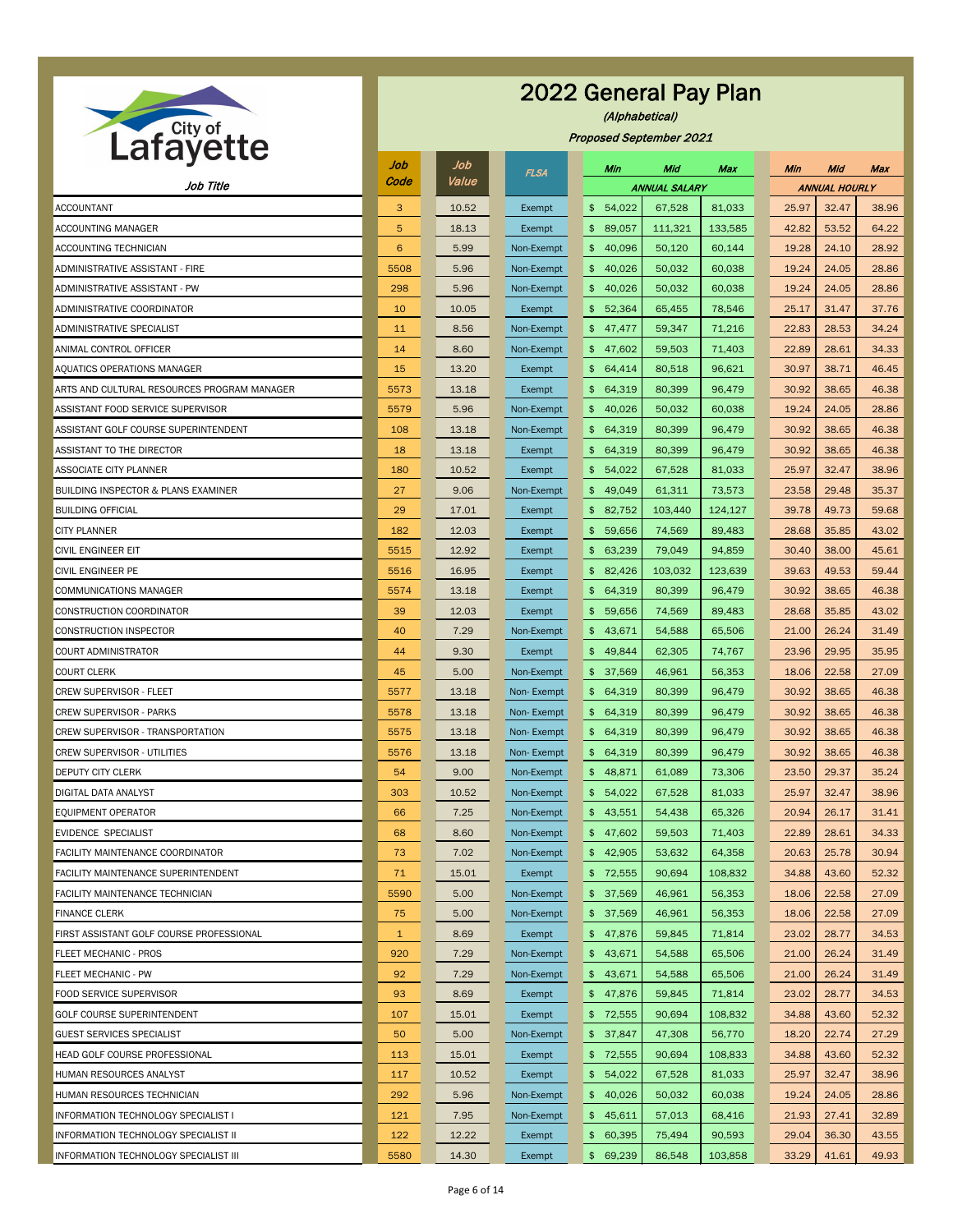City of Lafayette

# 2022 General Pay Plan

*(Alphabetical)*

*Proposed September 2021*

| Job Title | Job Code | Job Value | FLSA | Min | Mid | Max | Min | Mid | Max |
|---|---|---|---|---|---|---|---|---|---|
| | | | | ANNUAL SALARY | | | ANNUAL HOURLY | | |
| ACCOUNTANT | 3 | 10.52 | Exempt | $ 54,022 | 67,528 | 81,033 | 25.97 | 32.47 | 38.96 |
| ACCOUNTING MANAGER | 5 | 18.13 | Exempt | $ 89,057 | 111,321 | 133,585 | 42.82 | 53.52 | 64.22 |
| ACCOUNTING TECHNICIAN | 6 | 5.99 | Non-Exempt | $ 40,096 | 50,120 | 60,144 | 19.28 | 24.10 | 28.92 |
| ADMINISTRATIVE ASSISTANT - FIRE | 5508 | 5.96 | Non-Exempt | $ 40,026 | 50,032 | 60,038 | 19.24 | 24.05 | 28.86 |
| ADMINISTRATIVE ASSISTANT - PW | 298 | 5.96 | Non-Exempt | $ 40,026 | 50,032 | 60,038 | 19.24 | 24.05 | 28.86 |
| ADMINISTRATIVE COORDINATOR | 10 | 10.05 | Exempt | $ 52,364 | 65,455 | 78,546 | 25.17 | 31.47 | 37.76 |
| ADMINISTRATIVE SPECIALIST | 11 | 8.56 | Non-Exempt | $ 47,477 | 59,347 | 71,216 | 22.83 | 28.53 | 34.24 |
| ANIMAL CONTROL OFFICER | 14 | 8.60 | Non-Exempt | $ 47,602 | 59,503 | 71,403 | 22.89 | 28.61 | 34.33 |
| AQUATICS OPERATIONS MANAGER | 15 | 13.20 | Exempt | $ 64,414 | 80,518 | 96,621 | 30.97 | 38.71 | 46.45 |
| ARTS AND CULTURAL RESOURCES PROGRAM MANAGER | 5573 | 13.18 | Exempt | $ 64,319 | 80,399 | 96,479 | 30.92 | 38.65 | 46.38 |
| ASSISTANT FOOD SERVICE SUPERVISOR | 5579 | 5.96 | Non-Exempt | $ 40,026 | 50,032 | 60,038 | 19.24 | 24.05 | 28.86 |
| ASSISTANT GOLF COURSE SUPERINTENDENT | 108 | 13.18 | Non-Exempt | $ 64,319 | 80,399 | 96,479 | 30.92 | 38.65 | 46.38 |
| ASSISTANT TO THE DIRECTOR | 18 | 13.18 | Exempt | $ 64,319 | 80,399 | 96,479 | 30.92 | 38.65 | 46.38 |
| ASSOCIATE CITY PLANNER | 180 | 10.52 | Exempt | $ 54,022 | 67,528 | 81,033 | 25.97 | 32.47 | 38.96 |
| BUILDING INSPECTOR & PLANS EXAMINER | 27 | 9.06 | Non-Exempt | $ 49,049 | 61,311 | 73,573 | 23.58 | 29.48 | 35.37 |
| BUILDING OFFICIAL | 29 | 17.01 | Exempt | $ 82,752 | 103,440 | 124,127 | 39.78 | 49.73 | 59.68 |
| CITY PLANNER | 182 | 12.03 | Exempt | $ 59,656 | 74,569 | 89,483 | 28.68 | 35.85 | 43.02 |
| CIVIL ENGINEER EIT | 5515 | 12.92 | Exempt | $ 63,239 | 79,049 | 94,859 | 30.40 | 38.00 | 45.61 |
| CIVIL ENGINEER PE | 5516 | 16.95 | Exempt | $ 82,426 | 103,032 | 123,639 | 39.63 | 49.53 | 59.44 |
| COMMUNICATIONS MANAGER | 5574 | 13.18 | Exempt | $ 64,319 | 80,399 | 96,479 | 30.92 | 38.65 | 46.38 |
| CONSTRUCTION COORDINATOR | 39 | 12.03 | Exempt | $ 59,656 | 74,569 | 89,483 | 28.68 | 35.85 | 43.02 |
| CONSTRUCTION INSPECTOR | 40 | 7.29 | Non-Exempt | $ 43,671 | 54,588 | 65,506 | 21.00 | 26.24 | 31.49 |
| COURT ADMINISTRATOR | 44 | 9.30 | Exempt | $ 49,844 | 62,305 | 74,767 | 23.96 | 29.95 | 35.95 |
| COURT CLERK | 45 | 5.00 | Non-Exempt | $ 37,569 | 46,961 | 56,353 | 18.06 | 22.58 | 27.09 |
| CREW SUPERVISOR - FLEET | 5577 | 13.18 | Non- Exempt | $ 64,319 | 80,399 | 96,479 | 30.92 | 38.65 | 46.38 |
| CREW SUPERVISOR - PARKS | 5578 | 13.18 | Non- Exempt | $ 64,319 | 80,399 | 96,479 | 30.92 | 38.65 | 46.38 |
| CREW SUPERVISOR - TRANSPORTATION | 5575 | 13.18 | Non- Exempt | $ 64,319 | 80,399 | 96,479 | 30.92 | 38.65 | 46.38 |
| CREW SUPERVISOR - UTILITIES | 5576 | 13.18 | Non- Exempt | $ 64,319 | 80,399 | 96,479 | 30.92 | 38.65 | 46.38 |
| DEPUTY CITY CLERK | 54 | 9.00 | Non-Exempt | $ 48,871 | 61,089 | 73,306 | 23.50 | 29.37 | 35.24 |
| DIGITAL DATA ANALYST | 303 | 10.52 | Non-Exempt | $ 54,022 | 67,528 | 81,033 | 25.97 | 32.47 | 38.96 |
| EQUIPMENT OPERATOR | 66 | 7.25 | Non-Exempt | $ 43,551 | 54,438 | 65,326 | 20.94 | 26.17 | 31.41 |
| EVIDENCE SPECIALIST | 68 | 8.60 | Non-Exempt | $ 47,602 | 59,503 | 71,403 | 22.89 | 28.61 | 34.33 |
| FACILITY MAINTENANCE COORDINATOR | 73 | 7.02 | Non-Exempt | $ 42,905 | 53,632 | 64,358 | 20.63 | 25.78 | 30.94 |
| FACILITY MAINTENANCE SUPERINTENDENT | 71 | 15.01 | Exempt | $ 72,555 | 90,694 | 108,832 | 34.88 | 43.60 | 52.32 |
| FACILITY MAINTENANCE TECHNICIAN | 5590 | 5.00 | Non-Exempt | $ 37,569 | 46,961 | 56,353 | 18.06 | 22.58 | 27.09 |
| FINANCE CLERK | 75 | 5.00 | Non-Exempt | $ 37,569 | 46,961 | 56,353 | 18.06 | 22.58 | 27.09 |
| FIRST ASSISTANT GOLF COURSE PROFESSIONAL | 1 | 8.69 | Exempt | $ 47,876 | 59,845 | 71,814 | 23.02 | 28.77 | 34.53 |
| FLEET MECHANIC - PROS | 920 | 7.29 | Non-Exempt | $ 43,671 | 54,588 | 65,506 | 21.00 | 26.24 | 31.49 |
| FLEET MECHANIC - PW | 92 | 7.29 | Non-Exempt | $ 43,671 | 54,588 | 65,506 | 21.00 | 26.24 | 31.49 |
| FOOD SERVICE SUPERVISOR | 93 | 8.69 | Exempt | $ 47,876 | 59,845 | 71,814 | 23.02 | 28.77 | 34.53 |
| GOLF COURSE SUPERINTENDENT | 107 | 15.01 | Exempt | $ 72,555 | 90,694 | 108,832 | 34.88 | 43.60 | 52.32 |
| GUEST SERVICES SPECIALIST | 50 | 5.00 | Non-Exempt | $ 37,847 | 47,308 | 56,770 | 18.20 | 22.74 | 27.29 |
| HEAD GOLF COURSE PROFESSIONAL | 113 | 15.01 | Exempt | $ 72,555 | 90,694 | 108,833 | 34.88 | 43.60 | 52.32 |
| HUMAN RESOURCES ANALYST | 117 | 10.52 | Exempt | $ 54,022 | 67,528 | 81,033 | 25.97 | 32.47 | 38.96 |
| HUMAN RESOURCES TECHNICIAN | 292 | 5.96 | Non-Exempt | $ 40,026 | 50,032 | 60,038 | 19.24 | 24.05 | 28.86 |
| INFORMATION TECHNOLOGY SPECIALIST I | 121 | 7.95 | Non-Exempt | $ 45,611 | 57,013 | 68,416 | 21.93 | 27.41 | 32.89 |
| INFORMATION TECHNOLOGY SPECIALIST II | 122 | 12.22 | Exempt | $ 60,395 | 75,494 | 90,593 | 29.04 | 36.30 | 43.55 |
| INFORMATION TECHNOLOGY SPECIALIST III | 5580 | 14.30 | Exempt | $ 69,239 | 86,548 | 103,858 | 33.29 | 41.61 | 49.93 |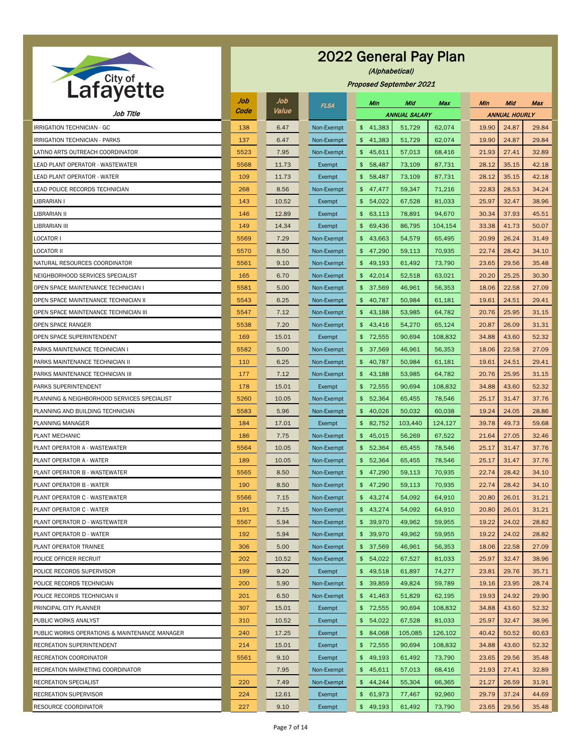# 2022 General Pay Plan

*(Alphabetical)*

*Proposed September 2021*

City of Lafayette

| Job Title | Job Code | Job Value | FLSA | Min | Mid | Max | Min | Mid | Max |
|---|---|---|---|---|---|---|---|---|---|
| | | | | ANNUAL SALARY | | | ANNUAL HOURLY | | |
| IRRIGATION TECHNICIAN - GC | 138 | 6.47 | Non-Exempt | $ 41,383 | 51,729 | 62,074 | 19.90 | 24.87 | 29.84 |
| IRRIGATION TECHNICIAN - PARKS | 137 | 6.47 | Non-Exempt | $ 41,383 | 51,729 | 62,074 | 19.90 | 24.87 | 29.84 |
| LATINO ARTS OUTREACH COORDINATOR | 5523 | 7.95 | Non-Exempt | $ 45,611 | 57,013 | 68,416 | 21.93 | 27.41 | 32.89 |
| LEAD PLANT OPERATOR - WASTEWATER | 5568 | 11.73 | Exempt | $ 58,487 | 73,109 | 87,731 | 28.12 | 35.15 | 42.18 |
| LEAD PLANT OPERATOR - WATER | 109 | 11.73 | Exempt | $ 58,487 | 73,109 | 87,731 | 28.12 | 35.15 | 42.18 |
| LEAD POLICE RECORDS TECHNICIAN | 268 | 8.56 | Non-Exempt | $ 47,477 | 59,347 | 71,216 | 22.83 | 28.53 | 34.24 |
| LIBRARIAN I | 143 | 10.52 | Exempt | $ 54,022 | 67,528 | 81,033 | 25.97 | 32.47 | 38.96 |
| LIBRARIAN II | 146 | 12.89 | Exempt | $ 63,113 | 78,891 | 94,670 | 30.34 | 37.93 | 45.51 |
| LIBRARIAN III | 149 | 14.34 | Exempt | $ 69,436 | 86,795 | 104,154 | 33.38 | 41.73 | 50.07 |
| LOCATOR I | 5569 | 7.29 | Non-Exempt | $ 43,663 | 54,579 | 65,495 | 20.99 | 26.24 | 31.49 |
| LOCATOR II | 5570 | 8.50 | Non-Exempt | $ 47,290 | 59,113 | 70,935 | 22.74 | 28.42 | 34.10 |
| NATURAL RESOURCES COORDINATOR | 5561 | 9.10 | Non-Exempt | $ 49,193 | 61,492 | 73,790 | 23.65 | 29.56 | 35.48 |
| NEIGHBORHOOD SERVICES SPECIALIST | 165 | 6.70 | Non-Exempt | $ 42,014 | 52,518 | 63,021 | 20.20 | 25.25 | 30.30 |
| OPEN SPACE MAINTENANCE TECHNICIAN I | 5581 | 5.00 | Non-Exempt | $ 37,569 | 46,961 | 56,353 | 18.06 | 22.58 | 27.09 |
| OPEN SPACE MAINTENANCE TECHNICIAN II | 5543 | 6.25 | Non-Exempt | $ 40,787 | 50,984 | 61,181 | 19.61 | 24.51 | 29.41 |
| OPEN SPACE MAINTENANCE TECHNICIAN III | 5547 | 7.12 | Non-Exempt | $ 43,188 | 53,985 | 64,782 | 20.76 | 25.95 | 31.15 |
| OPEN SPACE RANGER | 5538 | 7.20 | Non-Exempt | $ 43,416 | 54,270 | 65,124 | 20.87 | 26.09 | 31.31 |
| OPEN SPACE SUPERINTENDENT | 169 | 15.01 | Exempt | $ 72,555 | 90,694 | 108,832 | 34.88 | 43.60 | 52.32 |
| PARKS MAINTENANCE TECHNICIAN I | 5582 | 5.00 | Non-Exempt | $ 37,569 | 46,961 | 56,353 | 18.06 | 22.58 | 27.09 |
| PARKS MAINTENANCE TECHNICIAN II | 110 | 6.25 | Non-Exempt | $ 40,787 | 50,984 | 61,181 | 19.61 | 24.51 | 29.41 |
| PARKS MAINTENANCE TECHNICIAN III | 177 | 7.12 | Non-Exempt | $ 43,188 | 53,985 | 64,782 | 20.76 | 25.95 | 31.15 |
| PARKS SUPERINTENDENT | 178 | 15.01 | Exempt | $ 72,555 | 90,694 | 108,832 | 34.88 | 43.60 | 52.32 |
| PLANNING & NEIGHBORHOOD SERVICES SPECIALIST | 5260 | 10.05 | Non-Exempt | $ 52,364 | 65,455 | 78,546 | 25.17 | 31.47 | 37.76 |
| PLANNING AND BUILDING TECHNICIAN | 5583 | 5.96 | Non-Exempt | $ 40,026 | 50,032 | 60,038 | 19.24 | 24.05 | 28.86 |
| PLANNING MANAGER | 184 | 17.01 | Exempt | $ 82,752 | 103,440 | 124,127 | 39.78 | 49.73 | 59.68 |
| PLANT MECHANIC | 186 | 7.75 | Non-Exempt | $ 45,015 | 56,269 | 67,522 | 21.64 | 27.05 | 32.46 |
| PLANT OPERATOR A - WASTEWATER | 5564 | 10.05 | Non-Exempt | $ 52,364 | 65,455 | 78,546 | 25.17 | 31.47 | 37.76 |
| PLANT OPERATOR A - WATER | 189 | 10.05 | Non-Exempt | $ 52,364 | 65,455 | 78,546 | 25.17 | 31.47 | 37.76 |
| PLANT OPERATOR B - WASTEWATER | 5565 | 8.50 | Non-Exempt | $ 47,290 | 59,113 | 70,935 | 22.74 | 28.42 | 34.10 |
| PLANT OPERATOR B - WATER | 190 | 8.50 | Non-Exempt | $ 47,290 | 59,113 | 70,935 | 22.74 | 28.42 | 34.10 |
| PLANT OPERATOR C - WASTEWATER | 5566 | 7.15 | Non-Exempt | $ 43,274 | 54,092 | 64,910 | 20.80 | 26.01 | 31.21 |
| PLANT OPERATOR C - WATER | 191 | 7.15 | Non-Exempt | $ 43,274 | 54,092 | 64,910 | 20.80 | 26.01 | 31.21 |
| PLANT OPERATOR D - WASTEWATER | 5567 | 5.94 | Non-Exempt | $ 39,970 | 49,962 | 59,955 | 19.22 | 24.02 | 28.82 |
| PLANT OPERATOR D - WATER | 192 | 5.94 | Non-Exempt | $ 39,970 | 49,962 | 59,955 | 19.22 | 24.02 | 28.82 |
| PLANT OPERATOR TRAINEE | 306 | 5.00 | Non-Exempt | $ 37,569 | 46,961 | 56,353 | 18.06 | 22.58 | 27.09 |
| POLICE OFFICER RECRUIT | 202 | 10.52 | Non-Exempt | $ 54,022 | 67,527 | 81,033 | 25.97 | 32.47 | 38.96 |
| POLICE RECORDS SUPERVISOR | 199 | 9.20 | Exempt | $ 49,518 | 61,897 | 74,277 | 23.81 | 29.76 | 35.71 |
| POLICE RECORDS TECHNICIAN | 200 | 5.90 | Non-Exempt | $ 39,859 | 49,824 | 59,789 | 19.16 | 23.95 | 28.74 |
| POLICE RECORDS TECHNICIAN II | 201 | 6.50 | Non-Exempt | $ 41,463 | 51,829 | 62,195 | 19.93 | 24.92 | 29.90 |
| PRINCIPAL CITY PLANNER | 307 | 15.01 | Exempt | $ 72,555 | 90,694 | 108,832 | 34.88 | 43.60 | 52.32 |
| PUBLIC WORKS ANALYST | 310 | 10.52 | Exempt | $ 54,022 | 67,528 | 81,033 | 25.97 | 32.47 | 38.96 |
| PUBLIC WORKS OPERATIONS & MAINTENANCE MANAGER | 240 | 17.25 | Exempt | $ 84,068 | 105,085 | 126,102 | 40.42 | 50.52 | 60.63 |
| RECREATION SUPERINTENDENT | 214 | 15.01 | Exempt | $ 72,555 | 90,694 | 108,832 | 34.88 | 43.60 | 52.32 |
| RECREATION COORDINATOR | 5561 | 9.10 | Exempt | $ 49,193 | 61,492 | 73,790 | 23.65 | 29.56 | 35.48 |
| RECREATION MARKETING COORDINATOR | | 7.95 | Non-Exempt | $ 45,611 | 57,013 | 68,416 | 21.93 | 27.41 | 32.89 |
| RECREATION SPECIALIST | 220 | 7.49 | Non-Exempt | $ 44,244 | 55,304 | 66,365 | 21.27 | 26.59 | 31.91 |
| RECREATION SUPERVISOR | 224 | 12.61 | Exempt | $ 61,973 | 77,467 | 92,960 | 29.79 | 37.24 | 44.69 |
| RESOURCE COORDINATOR | 227 | 9.10 | Exempt | $ 49,193 | 61,492 | 73,790 | 23.65 | 29.56 | 35.48 |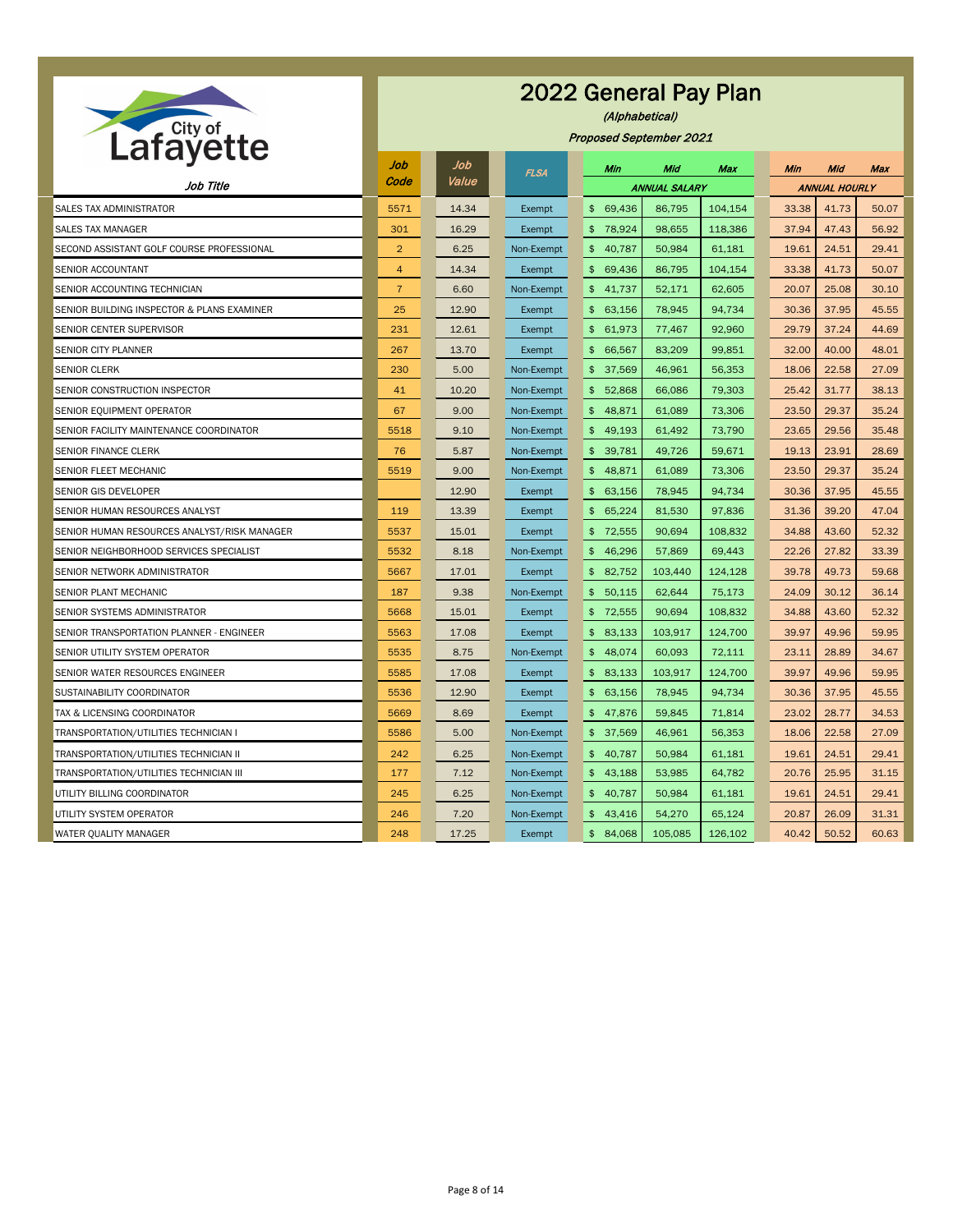# 2022 General Pay Plan

*(Alphabetical)*

*Proposed September 2021*

City of Lafayette

| Job Title | Job Code | Job Value | FLSA | Min | Mid | Max | Min | Mid | Max |
|---|---|---|---|---|---|---|---|---|---|
| | | | | ANNUAL SALARY | | | ANNUAL HOURLY | | |
| SALES TAX ADMINISTRATOR | 5571 | 14.34 | Exempt | $ 69,436 | 86,795 | 104,154 | 33.38 | 41.73 | 50.07 |
| SALES TAX MANAGER | 301 | 16.29 | Exempt | $ 78,924 | 98,655 | 118,386 | 37.94 | 47.43 | 56.92 |
| SECOND ASSISTANT GOLF COURSE PROFESSIONAL | 2 | 6.25 | Non-Exempt | $ 40,787 | 50,984 | 61,181 | 19.61 | 24.51 | 29.41 |
| SENIOR ACCOUNTANT | 4 | 14.34 | Exempt | $ 69,436 | 86,795 | 104,154 | 33.38 | 41.73 | 50.07 |
| SENIOR ACCOUNTING TECHNICIAN | 7 | 6.60 | Non-Exempt | $ 41,737 | 52,171 | 62,605 | 20.07 | 25.08 | 30.10 |
| SENIOR BUILDING INSPECTOR & PLANS EXAMINER | 25 | 12.90 | Exempt | $ 63,156 | 78,945 | 94,734 | 30.36 | 37.95 | 45.55 |
| SENIOR CENTER SUPERVISOR | 231 | 12.61 | Exempt | $ 61,973 | 77,467 | 92,960 | 29.79 | 37.24 | 44.69 |
| SENIOR CITY PLANNER | 267 | 13.70 | Exempt | $ 66,567 | 83,209 | 99,851 | 32.00 | 40.00 | 48.01 |
| SENIOR CLERK | 230 | 5.00 | Non-Exempt | $ 37,569 | 46,961 | 56,353 | 18.06 | 22.58 | 27.09 |
| SENIOR CONSTRUCTION INSPECTOR | 41 | 10.20 | Non-Exempt | $ 52,868 | 66,086 | 79,303 | 25.42 | 31.77 | 38.13 |
| SENIOR EQUIPMENT OPERATOR | 67 | 9.00 | Non-Exempt | $ 48,871 | 61,089 | 73,306 | 23.50 | 29.37 | 35.24 |
| SENIOR FACILITY MAINTENANCE COORDINATOR | 5518 | 9.10 | Non-Exempt | $ 49,193 | 61,492 | 73,790 | 23.65 | 29.56 | 35.48 |
| SENIOR FINANCE CLERK | 76 | 5.87 | Non-Exempt | $ 39,781 | 49,726 | 59,671 | 19.13 | 23.91 | 28.69 |
| SENIOR FLEET MECHANIC | 5519 | 9.00 | Non-Exempt | $ 48,871 | 61,089 | 73,306 | 23.50 | 29.37 | 35.24 |
| SENIOR GIS DEVELOPER | | 12.90 | Exempt | $ 63,156 | 78,945 | 94,734 | 30.36 | 37.95 | 45.55 |
| SENIOR HUMAN RESOURCES ANALYST | 119 | 13.39 | Exempt | $ 65,224 | 81,530 | 97,836 | 31.36 | 39.20 | 47.04 |
| SENIOR HUMAN RESOURCES ANALYST/RISK MANAGER | 5537 | 15.01 | Exempt | $ 72,555 | 90,694 | 108,832 | 34.88 | 43.60 | 52.32 |
| SENIOR NEIGHBORHOOD SERVICES SPECIALIST | 5532 | 8.18 | Non-Exempt | $ 46,296 | 57,869 | 69,443 | 22.26 | 27.82 | 33.39 |
| SENIOR NETWORK ADMINISTRATOR | 5667 | 17.01 | Exempt | $ 82,752 | 103,440 | 124,128 | 39.78 | 49.73 | 59.68 |
| SENIOR PLANT MECHANIC | 187 | 9.38 | Non-Exempt | $ 50,115 | 62,644 | 75,173 | 24.09 | 30.12 | 36.14 |
| SENIOR SYSTEMS ADMINISTRATOR | 5668 | 15.01 | Exempt | $ 72,555 | 90,694 | 108,832 | 34.88 | 43.60 | 52.32 |
| SENIOR TRANSPORTATION PLANNER - ENGINEER | 5563 | 17.08 | Exempt | $ 83,133 | 103,917 | 124,700 | 39.97 | 49.96 | 59.95 |
| SENIOR UTILITY SYSTEM OPERATOR | 5535 | 8.75 | Non-Exempt | $ 48,074 | 60,093 | 72,111 | 23.11 | 28.89 | 34.67 |
| SENIOR WATER RESOURCES ENGINEER | 5585 | 17.08 | Exempt | $ 83,133 | 103,917 | 124,700 | 39.97 | 49.96 | 59.95 |
| SUSTAINABILITY COORDINATOR | 5536 | 12.90 | Exempt | $ 63,156 | 78,945 | 94,734 | 30.36 | 37.95 | 45.55 |
| TAX & LICENSING COORDINATOR | 5669 | 8.69 | Exempt | $ 47,876 | 59,845 | 71,814 | 23.02 | 28.77 | 34.53 |
| TRANSPORTATION/UTILITIES TECHNICIAN I | 5586 | 5.00 | Non-Exempt | $ 37,569 | 46,961 | 56,353 | 18.06 | 22.58 | 27.09 |
| TRANSPORTATION/UTILITIES TECHNICIAN II | 242 | 6.25 | Non-Exempt | $ 40,787 | 50,984 | 61,181 | 19.61 | 24.51 | 29.41 |
| TRANSPORTATION/UTILITIES TECHNICIAN III | 177 | 7.12 | Non-Exempt | $ 43,188 | 53,985 | 64,782 | 20.76 | 25.95 | 31.15 |
| UTILITY BILLING COORDINATOR | 245 | 6.25 | Non-Exempt | $ 40,787 | 50,984 | 61,181 | 19.61 | 24.51 | 29.41 |
| UTILITY SYSTEM OPERATOR | 246 | 7.20 | Non-Exempt | $ 43,416 | 54,270 | 65,124 | 20.87 | 26.09 | 31.31 |
| WATER QUALITY MANAGER | 248 | 17.25 | Exempt | $ 84,068 | 105,085 | 126,102 | 40.42 | 50.52 | 60.63 |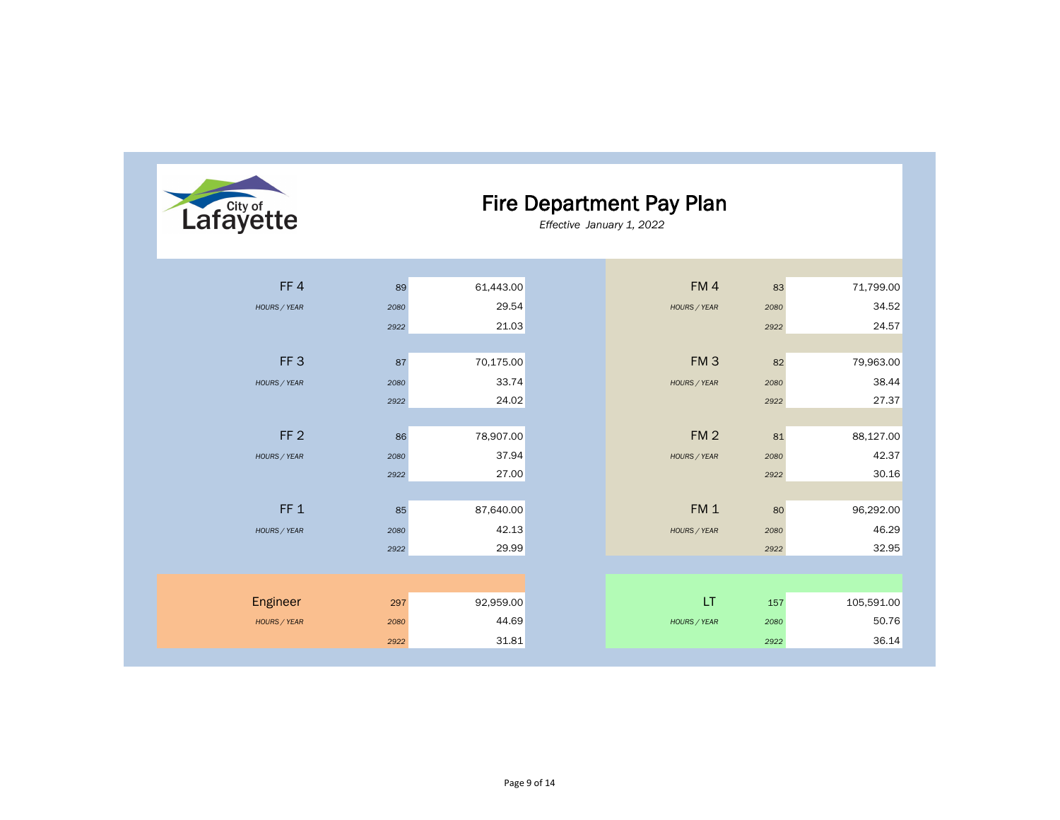City of Lafayette

# Fire Department Pay Plan

*Effective January 1, 2022*

| Position | | | |
|---|---|---|---|
| FF 4 | | 89 | 61,443.00 |
| | *HOURS / YEAR* | *2080* | 29.54 |
| | | *2922* | 21.03 |
| FF 3 | | 87 | 70,175.00 |
| | *HOURS / YEAR* | *2080* | 33.74 |
| | | *2922* | 24.02 |
| FF 2 | | 86 | 78,907.00 |
| | *HOURS / YEAR* | *2080* | 37.94 |
| | | *2922* | 27.00 |
| FF 1 | | 85 | 87,640.00 |
| | *HOURS / YEAR* | *2080* | 42.13 |
| | | *2922* | 29.99 |
| Engineer | | 297 | 92,959.00 |
| | *HOURS / YEAR* | *2080* | 44.69 |
| | | *2922* | 31.81 |

| Position | | | |
|---|---|---|---|
| FM 4 | | 83 | 71,799.00 |
| | *HOURS / YEAR* | *2080* | 34.52 |
| | | *2922* | 24.57 |
| FM 3 | | 82 | 79,963.00 |
| | *HOURS / YEAR* | *2080* | 38.44 |
| | | *2922* | 27.37 |
| FM 2 | | 81 | 88,127.00 |
| | *HOURS / YEAR* | *2080* | 42.37 |
| | | *2922* | 30.16 |
| FM 1 | | 80 | 96,292.00 |
| | *HOURS / YEAR* | *2080* | 46.29 |
| | | *2922* | 32.95 |
| LT | | 157 | 105,591.00 |
| | *HOURS / YEAR* | *2080* | 50.76 |
| | | *2922* | 36.14 |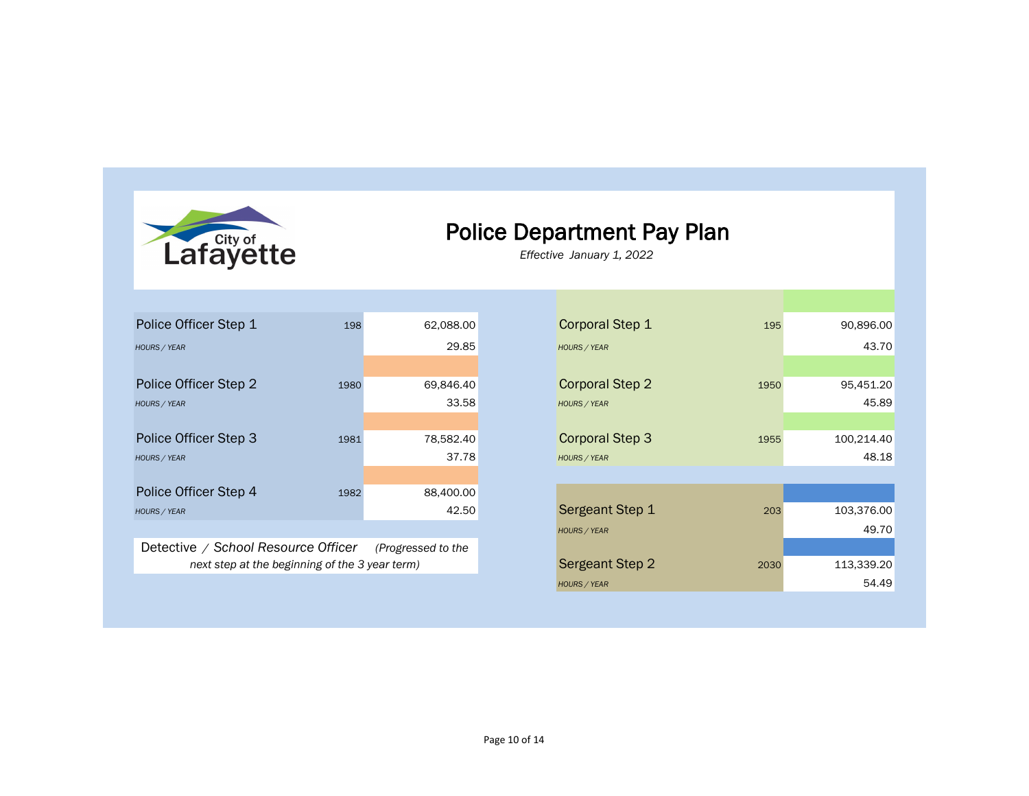City of Lafayette

# Police Department Pay Plan

*Effective January 1, 2022*

| Position | Code | Annual / Hourly |
|---|---|---|
| Police Officer Step 1 | 198 | 62,088.00 |
| *HOURS / YEAR* | | 29.85 |
| Police Officer Step 2 | 1980 | 69,846.40 |
| *HOURS / YEAR* | | 33.58 |
| Police Officer Step 3 | 1981 | 78,582.40 |
| *HOURS / YEAR* | | 37.78 |
| Police Officer Step 4 | 1982 | 88,400.00 |
| *HOURS / YEAR* | | 42.50 |

Detective / *School Resource Officer* *(Progressed to the next step at the beginning of the 3 year term)*

| Position | Code | Annual / Hourly |
|---|---|---|
| Corporal Step 1 | 195 | 90,896.00 |
| *HOURS / YEAR* | | 43.70 |
| Corporal Step 2 | 1950 | 95,451.20 |
| *HOURS / YEAR* | | 45.89 |
| Corporal Step 3 | 1955 | 100,214.40 |
| *HOURS / YEAR* | | 48.18 |

| Position | Code | Annual / Hourly |
|---|---|---|
| Sergeant Step 1 | 203 | 103,376.00 |
| *HOURS / YEAR* | | 49.70 |
| Sergeant Step 2 | 2030 | 113,339.20 |
| *HOURS / YEAR* | | 54.49 |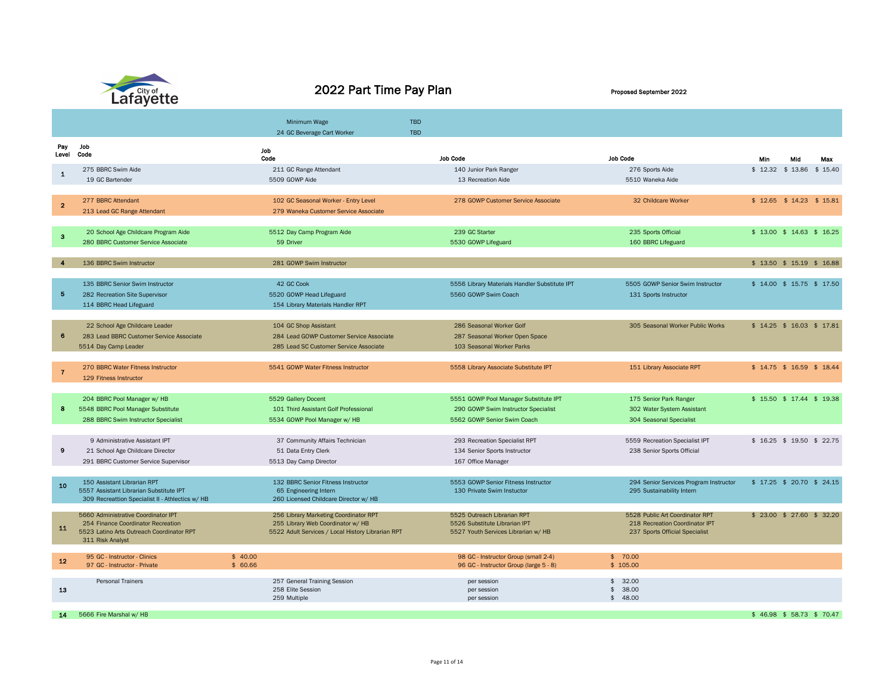# 2022 Part Time Pay Plan

Proposed September 2022

| Pay Level | Job Code | Job Code | Job Code | Job Code | Min | Mid | Max |
|---|---|---|---|---|---|---|---|
| | | Minimum Wage | TBD | | | | |
| | | 24 GC Beverage Cart Worker | TBD | | | | |
| 1 | 275 BBRC Swim Aide | 211 GC Range Attendant | 140 Junior Park Ranger | 276 Sports Aide | $ 12.32 | $ 13.86 | $ 15.40 |
| | 19 GC Bartender | 5509 GOWP Aide | 13 Recreation Aide | 5510 Waneka Aide | | | |
| 2 | 277 BBRC Attendant | 102 GC Seasonal Worker - Entry Level | 278 GOWP Customer Service Associate | 32 Childcare Worker | $ 12.65 | $ 14.23 | $ 15.81 |
| | 213 Lead GC Range Attendant | 279 Waneka Customer Service Associate | | | | | |
| 3 | 20 School Age Childcare Program Aide | 5512 Day Camp Program Aide | 239 GC Starter | 235 Sports Official | $ 13.00 | $ 14.63 | $ 16.25 |
| | 280 BBRC Customer Service Associate | 59 Driver | 5530 GOWP Lifeguard | 160 BBRC Lifeguard | | | |
| 4 | 136 BBRC Swim Instructor | 281 GOWP Swim Instructor | | | $ 13.50 | $ 15.19 | $ 16.88 |
| 5 | 135 BBRC Senior Swim Instructor | 42 GC Cook | 5556 Library Materials Handler Substitute IPT | 5505 GOWP Senior Swim Instructor | $ 14.00 | $ 15.75 | $ 17.50 |
| | 282 Recreation Site Supervisor | 5520 GOWP Head Lifeguard | 5560 GOWP Swim Coach | 131 Sports Instructor | | | |
| | 114 BBRC Head Lifeguard | 154 Library Materials Handler RPT | | | | | |
| 6 | 22 School Age Childcare Leader | 104 GC Shop Assistant | 286 Seasonal Worker Golf | 305 Seasonal Worker Public Works | $ 14.25 | $ 16.03 | $ 17.81 |
| | 283 Lead BBRC Customer Service Associate | 284 Lead GOWP Customer Service Associate | 287 Seasonal Worker Open Space | | | | |
| | 5514 Day Camp Leader | 285 Lead SC Customer Service Associate | 103 Seasonal Worker Parks | | | | |
| 7 | 270 BBRC Water Fitness Instructor | 5541 GOWP Water Fitness Instructor | 5558 Library Associate Substitute IPT | 151 Library Associate RPT | $ 14.75 | $ 16.59 | $ 18.44 |
| | 129 Fitness Instructor | | | | | | |
| 8 | 204 BBRC Pool Manager w/ HB | 5529 Gallery Docent | 5551 GOWP Pool Manager Substitute IPT | 175 Senior Park Ranger | $ 15.50 | $ 17.44 | $ 19.38 |
| | 5548 BBRC Pool Manager Substitute | 101 Third Assistant Golf Professional | 290 GOWP Swim Instructor Specialist | 302 Water System Assistant | | | |
| | 288 BBRC Swim Instructor Specialist | 5534 GOWP Pool Manager w/ HB | 5562 GOWP Senior Swim Coach | 304 Seasonal Specialist | | | |
| 9 | 9 Administrative Assistant IPT | 37 Community Affairs Technician | 293 Recreation Specialist RPT | 5559 Recreation Specialist IPT | $ 16.25 | $ 19.50 | $ 22.75 |
| | 21 School Age Childcare Director | 51 Data Entry Clerk | 134 Senior Sports Instructor | 238 Senior Sports Official | | | |
| | 291 BBRC Customer Service Supervisor | 5513 Day Camp Director | 167 Office Manager | | | | |
| 10 | 150 Assistant Librarian RPT | 132 BBRC Senior Fitness Instructor | 5553 GOWP Senior Fitness Instructor | 294 Senior Services Program Instructor | $ 17.25 | $ 20.70 | $ 24.15 |
| | 5557 Assistant Librarian Substitute IPT | 65 Engineering Intern | 130 Private Swim Instuctor | 295 Sustainability Intern | | | |
| | 309 Recreattion Specialist II - Athlectics w/ HB | 260 Licensed Childcare Director w/ HB | | | | | |
| 11 | 5660 Administrative Coordinator IPT | 256 Library Marketing Coordinator RPT | 5525 Outreach Librarian RPT | 5528 Public Art Coordinator RPT | $ 23.00 | $ 27.60 | $ 32.20 |
| | 254 Finance Coordinator Recreation | 255 Library Web Coordinator w/ HB | 5526 Substitute Librarian IPT | 218 Recreation Coordinator IPT | | | |
| | 5523 Latino Arts Outreach Coordinator RPT | 5522 Adult Services / Local History Librarian RPT | 5527 Youth Services Librarian w/ HB | 237 Sports Official Specialist | | | |
| | 311 Risk Analyst | | | | | | |
| 12 | 95 GC - Instructor - Clinics | $ 40.00 | 98 GC - Instructor Group (small 2-4) | $ 70.00 | | | |
| | 97 GC - Instructor - Private | $ 60.66 | 96 GC - Instructor Group (large 5 - 8) | $ 105.00 | | | |
| 13 | Personal Trainers | 257 General Training Session | per session | $ 32.00 | | | |
| | | 258 Elite Session | per session | $ 38.00 | | | |
| | | 259 Multiple | per session | $ 48.00 | | | |
| 14 | 5666 Fire Marshal w/ HB | | | | $ 46.98 | $ 58.73 | $ 70.47 |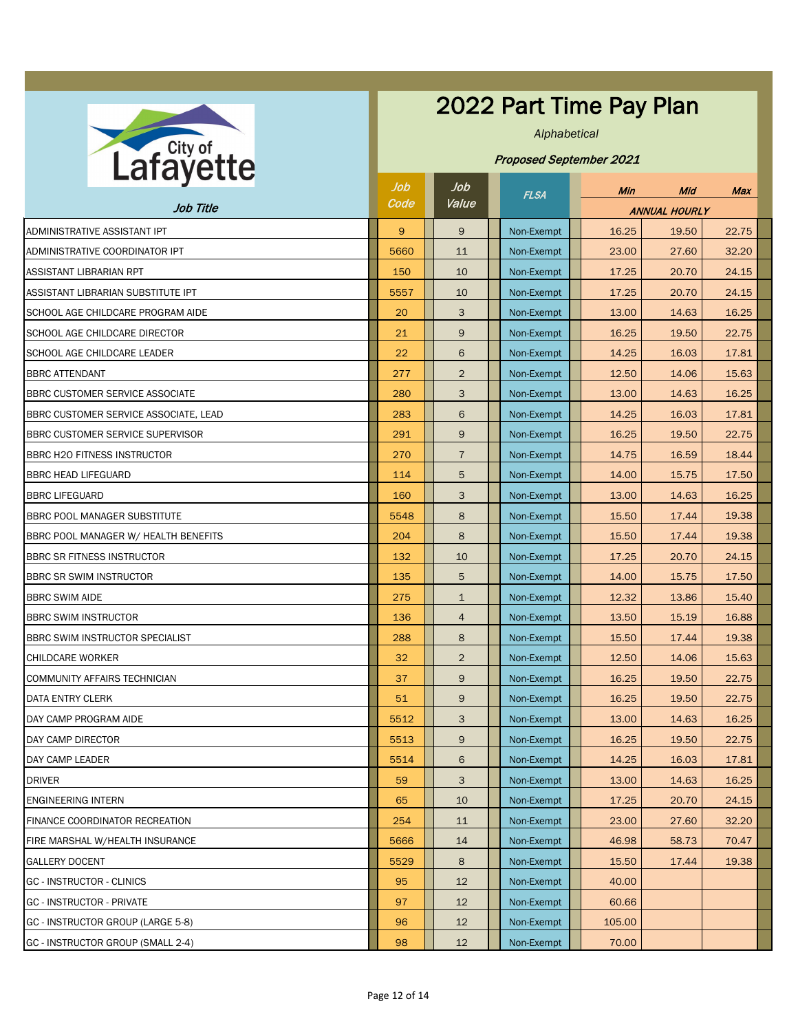City of Lafayette

# 2022 Part Time Pay Plan

*Alphabetical*

***Proposed September 2021***

| Job Title | Job Code | Job Value | FLSA | Min | Mid | Max |
|---|---|---|---|---|---|---|
| | | | | ANNUAL HOURLY | | |
| ADMINISTRATIVE ASSISTANT IPT | 9 | 9 | Non-Exempt | 16.25 | 19.50 | 22.75 |
| ADMINISTRATIVE COORDINATOR IPT | 5660 | 11 | Non-Exempt | 23.00 | 27.60 | 32.20 |
| ASSISTANT LIBRARIAN RPT | 150 | 10 | Non-Exempt | 17.25 | 20.70 | 24.15 |
| ASSISTANT LIBRARIAN SUBSTITUTE IPT | 5557 | 10 | Non-Exempt | 17.25 | 20.70 | 24.15 |
| SCHOOL AGE CHILDCARE PROGRAM AIDE | 20 | 3 | Non-Exempt | 13.00 | 14.63 | 16.25 |
| SCHOOL AGE CHILDCARE DIRECTOR | 21 | 9 | Non-Exempt | 16.25 | 19.50 | 22.75 |
| SCHOOL AGE CHILDCARE LEADER | 22 | 6 | Non-Exempt | 14.25 | 16.03 | 17.81 |
| BBRC ATTENDANT | 277 | 2 | Non-Exempt | 12.50 | 14.06 | 15.63 |
| BBRC CUSTOMER SERVICE ASSOCIATE | 280 | 3 | Non-Exempt | 13.00 | 14.63 | 16.25 |
| BBRC CUSTOMER SERVICE ASSOCIATE, LEAD | 283 | 6 | Non-Exempt | 14.25 | 16.03 | 17.81 |
| BBRC CUSTOMER SERVICE SUPERVISOR | 291 | 9 | Non-Exempt | 16.25 | 19.50 | 22.75 |
| BBRC H2O FITNESS INSTRUCTOR | 270 | 7 | Non-Exempt | 14.75 | 16.59 | 18.44 |
| BBRC HEAD LIFEGUARD | 114 | 5 | Non-Exempt | 14.00 | 15.75 | 17.50 |
| BBRC LIFEGUARD | 160 | 3 | Non-Exempt | 13.00 | 14.63 | 16.25 |
| BBRC POOL MANAGER SUBSTITUTE | 5548 | 8 | Non-Exempt | 15.50 | 17.44 | 19.38 |
| BBRC POOL MANAGER W/ HEALTH BENEFITS | 204 | 8 | Non-Exempt | 15.50 | 17.44 | 19.38 |
| BBRC SR FITNESS INSTRUCTOR | 132 | 10 | Non-Exempt | 17.25 | 20.70 | 24.15 |
| BBRC SR SWIM INSTRUCTOR | 135 | 5 | Non-Exempt | 14.00 | 15.75 | 17.50 |
| BBRC SWIM AIDE | 275 | 1 | Non-Exempt | 12.32 | 13.86 | 15.40 |
| BBRC SWIM INSTRUCTOR | 136 | 4 | Non-Exempt | 13.50 | 15.19 | 16.88 |
| BBRC SWIM INSTRUCTOR SPECIALIST | 288 | 8 | Non-Exempt | 15.50 | 17.44 | 19.38 |
| CHILDCARE WORKER | 32 | 2 | Non-Exempt | 12.50 | 14.06 | 15.63 |
| COMMUNITY AFFAIRS TECHNICIAN | 37 | 9 | Non-Exempt | 16.25 | 19.50 | 22.75 |
| DATA ENTRY CLERK | 51 | 9 | Non-Exempt | 16.25 | 19.50 | 22.75 |
| DAY CAMP PROGRAM AIDE | 5512 | 3 | Non-Exempt | 13.00 | 14.63 | 16.25 |
| DAY CAMP DIRECTOR | 5513 | 9 | Non-Exempt | 16.25 | 19.50 | 22.75 |
| DAY CAMP LEADER | 5514 | 6 | Non-Exempt | 14.25 | 16.03 | 17.81 |
| DRIVER | 59 | 3 | Non-Exempt | 13.00 | 14.63 | 16.25 |
| ENGINEERING INTERN | 65 | 10 | Non-Exempt | 17.25 | 20.70 | 24.15 |
| FINANCE COORDINATOR RECREATION | 254 | 11 | Non-Exempt | 23.00 | 27.60 | 32.20 |
| FIRE MARSHAL W/HEALTH INSURANCE | 5666 | 14 | Non-Exempt | 46.98 | 58.73 | 70.47 |
| GALLERY DOCENT | 5529 | 8 | Non-Exempt | 15.50 | 17.44 | 19.38 |
| GC - INSTRUCTOR - CLINICS | 95 | 12 | Non-Exempt | 40.00 | | |
| GC - INSTRUCTOR - PRIVATE | 97 | 12 | Non-Exempt | 60.66 | | |
| GC - INSTRUCTOR GROUP (LARGE 5-8) | 96 | 12 | Non-Exempt | 105.00 | | |
| GC - INSTRUCTOR GROUP (SMALL 2-4) | 98 | 12 | Non-Exempt | 70.00 | | |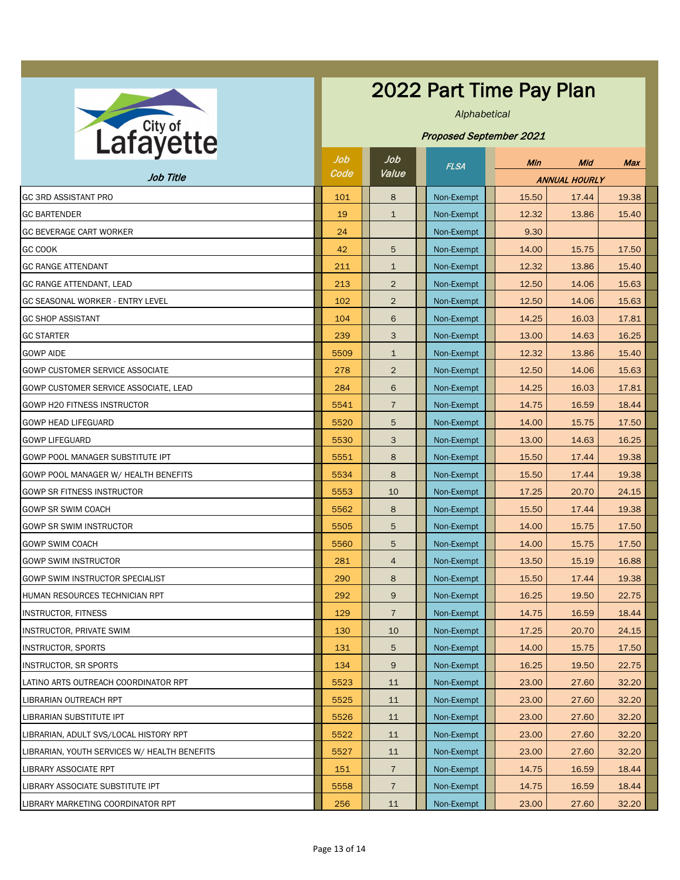City of Lafayette

# 2022 Part Time Pay Plan

*Alphabetical*

***Proposed September 2021***

| Job Title | Job Code | Job Value | FLSA | Min | Mid | Max |
|---|---|---|---|---|---|---|
| | | | | ANNUAL HOURLY | | |
| GC 3RD ASSISTANT PRO | 101 | 8 | Non-Exempt | 15.50 | 17.44 | 19.38 |
| GC BARTENDER | 19 | 1 | Non-Exempt | 12.32 | 13.86 | 15.40 |
| GC BEVERAGE CART WORKER | 24 | | Non-Exempt | 9.30 | | |
| GC COOK | 42 | 5 | Non-Exempt | 14.00 | 15.75 | 17.50 |
| GC RANGE ATTENDANT | 211 | 1 | Non-Exempt | 12.32 | 13.86 | 15.40 |
| GC RANGE ATTENDANT, LEAD | 213 | 2 | Non-Exempt | 12.50 | 14.06 | 15.63 |
| GC SEASONAL WORKER - ENTRY LEVEL | 102 | 2 | Non-Exempt | 12.50 | 14.06 | 15.63 |
| GC SHOP ASSISTANT | 104 | 6 | Non-Exempt | 14.25 | 16.03 | 17.81 |
| GC STARTER | 239 | 3 | Non-Exempt | 13.00 | 14.63 | 16.25 |
| GOWP AIDE | 5509 | 1 | Non-Exempt | 12.32 | 13.86 | 15.40 |
| GOWP CUSTOMER SERVICE ASSOCIATE | 278 | 2 | Non-Exempt | 12.50 | 14.06 | 15.63 |
| GOWP CUSTOMER SERVICE ASSOCIATE, LEAD | 284 | 6 | Non-Exempt | 14.25 | 16.03 | 17.81 |
| GOWP H20 FITNESS INSTRUCTOR | 5541 | 7 | Non-Exempt | 14.75 | 16.59 | 18.44 |
| GOWP HEAD LIFEGUARD | 5520 | 5 | Non-Exempt | 14.00 | 15.75 | 17.50 |
| GOWP LIFEGUARD | 5530 | 3 | Non-Exempt | 13.00 | 14.63 | 16.25 |
| GOWP POOL MANAGER SUBSTITUTE IPT | 5551 | 8 | Non-Exempt | 15.50 | 17.44 | 19.38 |
| GOWP POOL MANAGER W/ HEALTH BENEFITS | 5534 | 8 | Non-Exempt | 15.50 | 17.44 | 19.38 |
| GOWP SR FITNESS INSTRUCTOR | 5553 | 10 | Non-Exempt | 17.25 | 20.70 | 24.15 |
| GOWP SR SWIM COACH | 5562 | 8 | Non-Exempt | 15.50 | 17.44 | 19.38 |
| GOWP SR SWIM INSTRUCTOR | 5505 | 5 | Non-Exempt | 14.00 | 15.75 | 17.50 |
| GOWP SWIM COACH | 5560 | 5 | Non-Exempt | 14.00 | 15.75 | 17.50 |
| GOWP SWIM INSTRUCTOR | 281 | 4 | Non-Exempt | 13.50 | 15.19 | 16.88 |
| GOWP SWIM INSTRUCTOR SPECIALIST | 290 | 8 | Non-Exempt | 15.50 | 17.44 | 19.38 |
| HUMAN RESOURCES TECHNICIAN RPT | 292 | 9 | Non-Exempt | 16.25 | 19.50 | 22.75 |
| INSTRUCTOR, FITNESS | 129 | 7 | Non-Exempt | 14.75 | 16.59 | 18.44 |
| INSTRUCTOR, PRIVATE SWIM | 130 | 10 | Non-Exempt | 17.25 | 20.70 | 24.15 |
| INSTRUCTOR, SPORTS | 131 | 5 | Non-Exempt | 14.00 | 15.75 | 17.50 |
| INSTRUCTOR, SR SPORTS | 134 | 9 | Non-Exempt | 16.25 | 19.50 | 22.75 |
| LATINO ARTS OUTREACH COORDINATOR RPT | 5523 | 11 | Non-Exempt | 23.00 | 27.60 | 32.20 |
| LIBRARIAN OUTREACH RPT | 5525 | 11 | Non-Exempt | 23.00 | 27.60 | 32.20 |
| LIBRARIAN SUBSTITUTE IPT | 5526 | 11 | Non-Exempt | 23.00 | 27.60 | 32.20 |
| LIBRARIAN, ADULT SVS/LOCAL HISTORY RPT | 5522 | 11 | Non-Exempt | 23.00 | 27.60 | 32.20 |
| LIBRARIAN, YOUTH SERVICES W/ HEALTH BENEFITS | 5527 | 11 | Non-Exempt | 23.00 | 27.60 | 32.20 |
| LIBRARY ASSOCIATE RPT | 151 | 7 | Non-Exempt | 14.75 | 16.59 | 18.44 |
| LIBRARY ASSOCIATE SUBSTITUTE IPT | 5558 | 7 | Non-Exempt | 14.75 | 16.59 | 18.44 |
| LIBRARY MARKETING COORDINATOR RPT | 256 | 11 | Non-Exempt | 23.00 | 27.60 | 32.20 |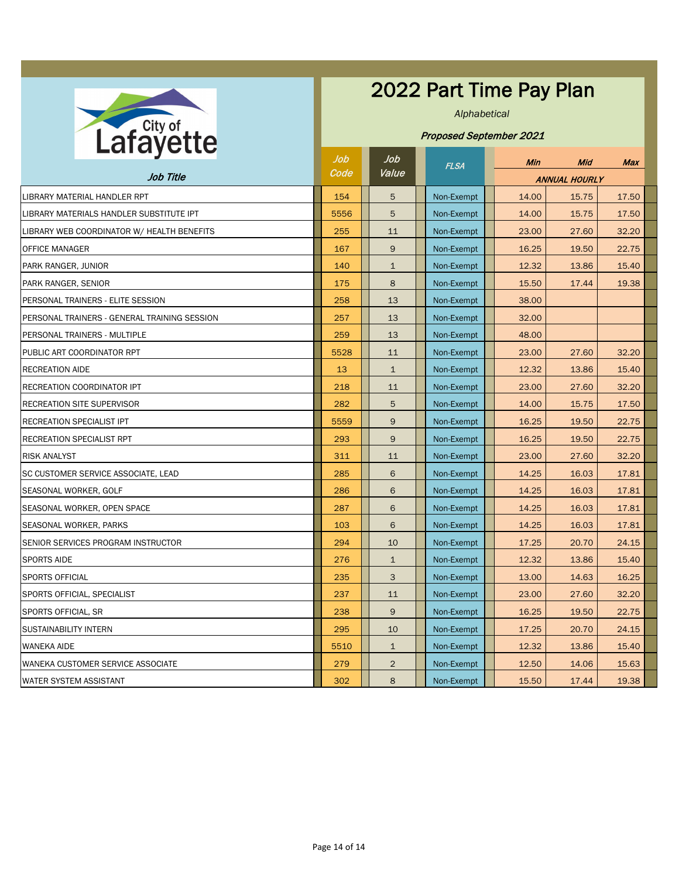City of Lafayette

# 2022 Part Time Pay Plan

*Alphabetical*

***Proposed September 2021***

| Job Title | Job Code | Job Value | FLSA | Min | Mid | Max |
|---|---|---|---|---|---|---|
| | | | | ANNUAL HOURLY | | |
| LIBRARY MATERIAL HANDLER RPT | 154 | 5 | Non-Exempt | 14.00 | 15.75 | 17.50 |
| LIBRARY MATERIALS HANDLER SUBSTITUTE IPT | 5556 | 5 | Non-Exempt | 14.00 | 15.75 | 17.50 |
| LIBRARY WEB COORDINATOR W/ HEALTH BENEFITS | 255 | 11 | Non-Exempt | 23.00 | 27.60 | 32.20 |
| OFFICE MANAGER | 167 | 9 | Non-Exempt | 16.25 | 19.50 | 22.75 |
| PARK RANGER, JUNIOR | 140 | 1 | Non-Exempt | 12.32 | 13.86 | 15.40 |
| PARK RANGER, SENIOR | 175 | 8 | Non-Exempt | 15.50 | 17.44 | 19.38 |
| PERSONAL TRAINERS - ELITE SESSION | 258 | 13 | Non-Exempt | 38.00 | | |
| PERSONAL TRAINERS - GENERAL TRAINING SESSION | 257 | 13 | Non-Exempt | 32.00 | | |
| PERSONAL TRAINERS - MULTIPLE | 259 | 13 | Non-Exempt | 48.00 | | |
| PUBLIC ART COORDINATOR RPT | 5528 | 11 | Non-Exempt | 23.00 | 27.60 | 32.20 |
| RECREATION AIDE | 13 | 1 | Non-Exempt | 12.32 | 13.86 | 15.40 |
| RECREATION COORDINATOR IPT | 218 | 11 | Non-Exempt | 23.00 | 27.60 | 32.20 |
| RECREATION SITE SUPERVISOR | 282 | 5 | Non-Exempt | 14.00 | 15.75 | 17.50 |
| RECREATION SPECIALIST IPT | 5559 | 9 | Non-Exempt | 16.25 | 19.50 | 22.75 |
| RECREATION SPECIALIST RPT | 293 | 9 | Non-Exempt | 16.25 | 19.50 | 22.75 |
| RISK ANALYST | 311 | 11 | Non-Exempt | 23.00 | 27.60 | 32.20 |
| SC CUSTOMER SERVICE ASSOCIATE, LEAD | 285 | 6 | Non-Exempt | 14.25 | 16.03 | 17.81 |
| SEASONAL WORKER, GOLF | 286 | 6 | Non-Exempt | 14.25 | 16.03 | 17.81 |
| SEASONAL WORKER, OPEN SPACE | 287 | 6 | Non-Exempt | 14.25 | 16.03 | 17.81 |
| SEASONAL WORKER, PARKS | 103 | 6 | Non-Exempt | 14.25 | 16.03 | 17.81 |
| SENIOR SERVICES PROGRAM INSTRUCTOR | 294 | 10 | Non-Exempt | 17.25 | 20.70 | 24.15 |
| SPORTS AIDE | 276 | 1 | Non-Exempt | 12.32 | 13.86 | 15.40 |
| SPORTS OFFICIAL | 235 | 3 | Non-Exempt | 13.00 | 14.63 | 16.25 |
| SPORTS OFFICIAL, SPECIALIST | 237 | 11 | Non-Exempt | 23.00 | 27.60 | 32.20 |
| SPORTS OFFICIAL, SR | 238 | 9 | Non-Exempt | 16.25 | 19.50 | 22.75 |
| SUSTAINABILITY INTERN | 295 | 10 | Non-Exempt | 17.25 | 20.70 | 24.15 |
| WANEKA AIDE | 5510 | 1 | Non-Exempt | 12.32 | 13.86 | 15.40 |
| WANEKA CUSTOMER SERVICE ASSOCIATE | 279 | 2 | Non-Exempt | 12.50 | 14.06 | 15.63 |
| WATER SYSTEM ASSISTANT | 302 | 8 | Non-Exempt | 15.50 | 17.44 | 19.38 |